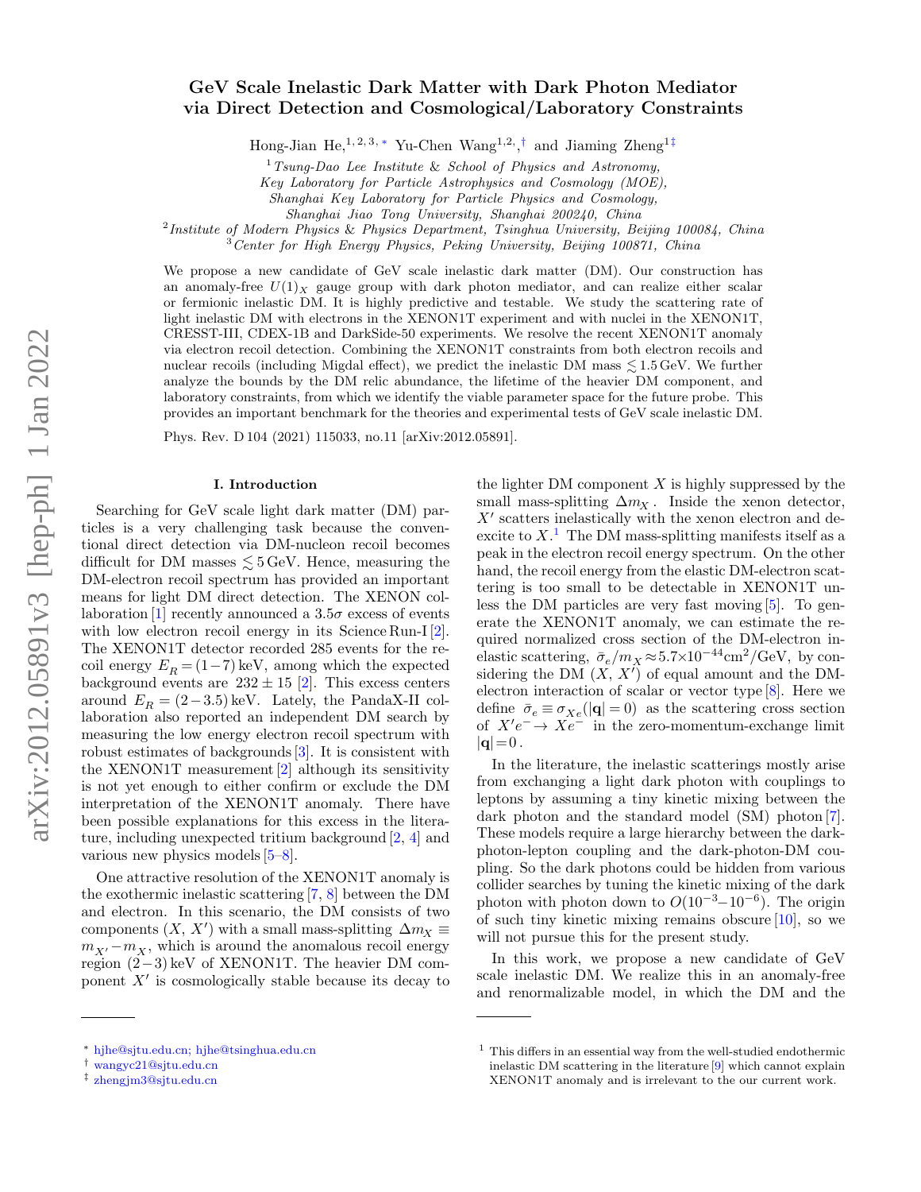# GeV Scale Inelastic Dark Matter with Dark Photon Mediator via Direct Detection and Cosmological/Laboratory Constraints

Hong-Jian He,[1,2,3,*] Yu-Chen Wang[1,2,†] and Jiaming Zheng[1‡]

[1] *Tsung-Dao Lee Institute & School of Physics and Astronomy, Key Laboratory for Particle Astrophysics and Cosmology (MOE), Shanghai Key Laboratory for Particle Physics and Cosmology, Shanghai Jiao Tong University, Shanghai 200240, China*
[2] *Institute of Modern Physics & Physics Department, Tsinghua University, Beijing 100084, China*
[3] *Center for High Energy Physics, Peking University, Beijing 100871, China*

We propose a new candidate of GeV scale inelastic dark matter (DM). Our construction has an anomaly-free $U(1)_X$ gauge group with dark photon mediator, and can realize either scalar or fermionic inelastic DM. It is highly predictive and testable. We study the scattering rate of light inelastic DM with electrons in the XENON1T experiment and with nuclei in the XENON1T, CRESST-III, CDEX-1B and DarkSide-50 experiments. We resolve the recent XENON1T anomaly via electron recoil detection. Combining the XENON1T constraints from both electron recoils and nuclear recoils (including Migdal effect), we predict the inelastic DM mass $\lesssim 1.5\,\text{GeV}$. We further analyze the bounds by the DM relic abundance, the lifetime of the heavier DM component, and laboratory constraints, from which we identify the viable parameter space for the future probe. This provides an important benchmark for the theories and experimental tests of GeV scale inelastic DM.

Phys. Rev. D 104 (2021) 115033, no.11 [arXiv:2012.05891].

## I. Introduction

Searching for GeV scale light dark matter (DM) particles is a very challenging task because the conventional direct detection via DM-nucleon recoil becomes difficult for DM masses $\lesssim 5\,\text{GeV}$. Hence, measuring the DM-electron recoil spectrum has provided an important means for light DM direct detection. The XENON collaboration [1] recently announced a $3.5\sigma$ excess of events with low electron recoil energy in its Science Run-I [2]. The XENON1T detector recorded 285 events for the recoil energy $E_R = (1-7)\,\text{keV}$, among which the expected background events are $232 \pm 15$ [2]. This excess centers around $E_R = (2-3.5)\,\text{keV}$. Lately, the PandaX-II collaboration also reported an independent DM search by measuring the low energy electron recoil spectrum with robust estimates of backgrounds [3]. It is consistent with the XENON1T measurement [2] although its sensitivity is not yet enough to either confirm or exclude the DM interpretation of the XENON1T anomaly. There have been possible explanations for this excess in the literature, including unexpected tritium background [2, 4] and various new physics models [5–8].

One attractive resolution of the XENON1T anomaly is the exothermic inelastic scattering [7, 8] between the DM and electron. In this scenario, the DM consists of two components $(X, X')$ with a small mass-splitting $\Delta m_X \equiv m_{X'} - m_X$, which is around the anomalous recoil energy region $(2-3)\,\text{keV}$ of XENON1T. The heavier DM component $X'$ is cosmologically stable because its decay to the lighter DM component $X$ is highly suppressed by the small mass-splitting $\Delta m_X$. Inside the xenon detector, $X'$ scatters inelastically with the xenon electron and de-excite to $X$.[1] The DM mass-splitting manifests itself as a peak in the electron recoil energy spectrum. On the other hand, the recoil energy from the elastic DM-electron scattering is too small to be detectable in XENON1T unless the DM particles are very fast moving [5]. To generate the XENON1T anomaly, we can estimate the required normalized cross section of the DM-electron inelastic scattering, $\bar{\sigma}_e/m_X \approx 5.7\times 10^{-44}\text{cm}^2/\text{GeV}$, by considering the DM $(X, X')$ of equal amount and the DM-electron interaction of scalar or vector type [8]. Here we define $\bar{\sigma}_e \equiv \sigma_{Xe}(|\mathbf{q}| = 0)$ as the scattering cross section of $X'e^- \to Xe^-$ in the zero-momentum-exchange limit $|\mathbf{q}| = 0$.

In the literature, the inelastic scatterings mostly arise from exchanging a light dark photon with couplings to leptons by assuming a tiny kinetic mixing between the dark photon and the standard model (SM) photon [7]. These models require a large hierarchy between the dark-photon-lepton coupling and the dark-photon-DM coupling. So the dark photons could be hidden from various collider searches by tuning the kinetic mixing of the dark photon with photon down to $O(10^{-3}\text{–}10^{-6})$. The origin of such tiny kinetic mixing remains obscure [10], so we will not pursue this for the present study.

In this work, we propose a new candidate of GeV scale inelastic DM. We realize this in an anomaly-free and renormalizable model, in which the DM and the

---

* hjhe@sjtu.edu.cn; hjhe@tsinghua.edu.cn
† wangyc21@sjtu.edu.cn
‡ zhengjm3@sjtu.edu.cn

[1] This differs in an essential way from the well-studied endothermic inelastic DM scattering in the literature [9] which cannot explain XENON1T anomaly and is irrelevant to the our current work.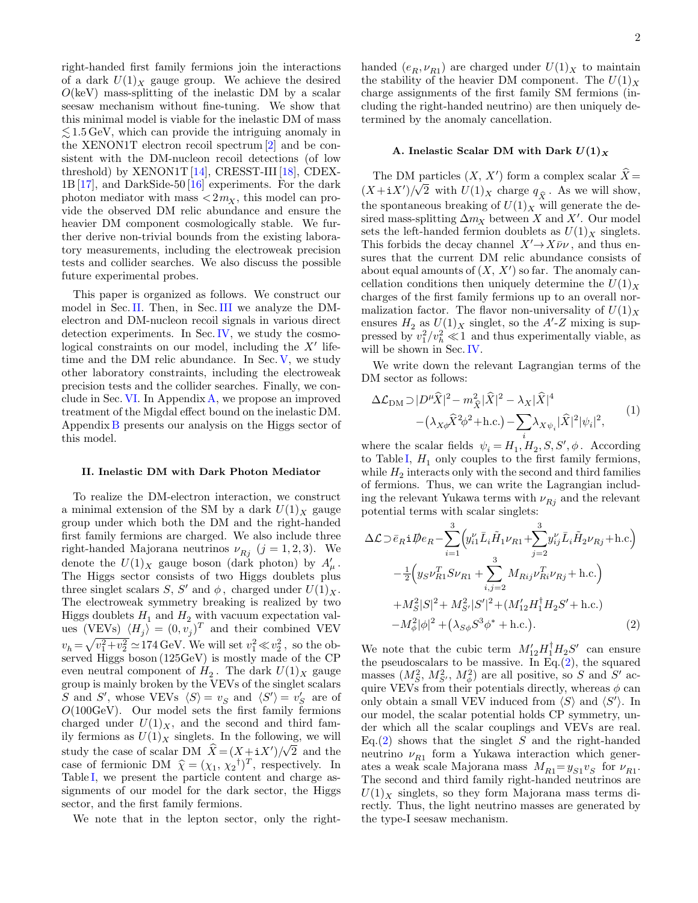right-handed first family fermions join the interactions of a dark $U(1)_X$ gauge group. We achieve the desired $O$(keV) mass-splitting of the inelastic DM by a scalar seesaw mechanism without fine-tuning. We show that this minimal model is viable for the inelastic DM of mass $\lesssim 1.5\,$GeV, which can provide the intriguing anomaly in the XENON1T electron recoil spectrum [2] and be consistent with the DM-nucleon recoil detections (of low threshold) by XENON1T [14], CRESST-III [18], CDEX-1B [17], and DarkSide-50 [16] experiments. For the dark photon mediator with mass $< 2m_X$, this model can provide the observed DM relic abundance and ensure the heavier DM component cosmologically stable. We further derive non-trivial bounds from the existing laboratory measurements, including the electroweak precision tests and collider searches. We also discuss the possible future experimental probes.

This paper is organized as follows. We construct our model in Sec. II. Then, in Sec. III we analyze the DM-electron and DM-nucleon recoil signals in various direct detection experiments. In Sec. IV, we study the cosmological constraints on our model, including the $X'$ lifetime and the DM relic abundance. In Sec. V, we study other laboratory constraints, including the electroweak precision tests and the collider searches. Finally, we conclude in Sec. VI. In Appendix A, we propose an improved treatment of the Migdal effect bound on the inelastic DM. Appendix B presents our analysis on the Higgs sector of this model.

## II. Inelastic DM with Dark Photon Mediator

To realize the DM-electron interaction, we construct a minimal extension of the SM by a dark $U(1)_X$ gauge group under which both the DM and the right-handed first family fermions are charged. We also include three right-handed Majorana neutrinos $\nu_{Rj}$ $(j=1,2,3)$. We denote the $U(1)_X$ gauge boson (dark photon) by $A'_\mu$. The Higgs sector consists of two Higgs doublets plus three singlet scalars $S$, $S'$ and $\phi$, charged under $U(1)_X$. The electroweak symmetry breaking is realized by two Higgs doublets $H_1$ and $H_2$ with vacuum expectation values (VEVs) $\langle H_j\rangle = (0, v_j)^T$ and their combined VEV $v_h = \sqrt{v_1^2+v_2^2} \simeq 174\,$GeV. We will set $v_1^2 \ll v_2^2$, so the observed Higgs boson (125GeV) is mostly made of the CP even neutral component of $H_2$. The dark $U(1)_X$ gauge group is mainly broken by the VEVs of the singlet scalars $S$ and $S'$, whose VEVs $\langle S\rangle = v_S$ and $\langle S'\rangle = v'_S$ are of $O$(100GeV). Our model sets the first family fermions charged under $U(1)_X$, and the second and third family fermions as $U(1)_X$ singlets. In the following, we will study the case of scalar DM $\widehat{X} = (X + \mathrm{i}X')/\sqrt{2}$ and the case of fermionic DM $\widehat{\chi} = (\chi_1,\, \chi_2{}^{\dagger})^T$, respectively. In Table I, we present the particle content and charge assignments of our model for the dark sector, the Higgs sector, and the first family fermions.

We note that in the lepton sector, only the right-handed $(e_R, \nu_{R1})$ are charged under $U(1)_X$ to maintain the stability of the heavier DM component. The $U(1)_X$ charge assignments of the first family SM fermions (including the right-handed neutrino) are then uniquely determined by the anomaly cancellation.

### A. Inelastic Scalar DM with Dark $U(1)_X$

The DM particles $(X,\, X')$ form a complex scalar $\widehat{X} = (X + \mathrm{i}X')/\sqrt{2}$ with $U(1)_X$ charge $q_{\widehat{X}}$. As we will show, the spontaneous breaking of $U(1)_X$ will generate the desired mass-splitting $\Delta m_X$ between $X$ and $X'$. Our model sets the left-handed fermion doublets as $U(1)_X$ singlets. This forbids the decay channel $X' \to X\bar{\nu}\nu$, and thus ensures that the current DM relic abundance consists of about equal amounts of $(X,\, X')$ so far. The anomaly cancellation conditions then uniquely determine the $U(1)_X$ charges of the first family fermions up to an overall normalization factor. The flavor non-universality of $U(1)_X$ ensures $H_2$ as $U(1)_X$ singlet, so the $A'$-$Z$ mixing is suppressed by $v_1^2/v_h^2 \ll 1$ and thus experimentally viable, as will be shown in Sec. IV.

We write down the relevant Lagrangian terms of the DM sector as follows:

$$
\begin{aligned}
\Delta\mathcal{L}_{\rm DM} \supset\, & |D^\mu \widehat{X}|^2 - m_{\widehat{X}}^2 |\widehat{X}|^2 - \lambda_X |\widehat{X}|^4 \\
& - \big(\lambda_{X\phi}\widehat{X}^2\phi^2 + \text{h.c.}\big) - \sum_i \lambda_{X\psi_i} |\widehat{X}|^2 |\psi_i|^2,
\end{aligned} \tag{1}
$$

where the scalar fields $\psi_i = H_1, H_2, S, S', \phi$. According to Table I, $H_1$ only couples to the first family fermions, while $H_2$ interacts only with the second and third families of fermions. Thus, we can write the Lagrangian including the relevant Yukawa terms with $\nu_{Rj}$ and the relevant potential terms with scalar singlets:

$$
\begin{aligned}
\Delta\mathcal{L} \supset\, & \bar{e}_R \mathrm{i}\not{D} e_R - \sum_{i=1}^{3}\Big(y_{i1}^{\nu}\bar{L}_i\tilde{H}_1\nu_{R1} + \sum_{j=2}^{3} y_{ij}^{\nu}\bar{L}_i\tilde{H}_2\nu_{Rj} + \text{h.c.}\Big) \\
& - \tfrac{1}{2}\Big(y_S \nu_{R1}^T S \nu_{R1} + \sum_{i,j=2}^{3} M_{Rij}\nu_{Ri}^T\nu_{Rj} + \text{h.c.}\Big) \\
& + M_S^2|S|^2 + M_{S'}^2|S'|^2 + (M'_{12}H_1^\dagger H_2 S' + \text{h.c.}) \\
& - M_\phi^2|\phi|^2 + \big(\lambda_{S\phi}S^3\phi^* + \text{h.c.}\big).
\end{aligned} \tag{2}
$$

We note that the cubic term $M'_{12}H_1^\dagger H_2 S'$ can ensure the pseudoscalars to be massive. In Eq.(2), the squared masses $(M_S^2,\, M_{S'}^2,\, M_\phi^2)$ are all positive, so $S$ and $S'$ acquire VEVs from their potentials directly, whereas $\phi$ can only obtain a small VEV induced from $\langle S\rangle$ and $\langle S'\rangle$. In our model, the scalar potential holds CP symmetry, under which all the scalar couplings and VEVs are real. Eq.(2) shows that the singlet $S$ and the right-handed neutrino $\nu_{R1}$ form a Yukawa interaction which generates a weak scale Majorana mass $M_{R1} = y_{S1}v_S$ for $\nu_{R1}$. The second and third family right-handed neutrinos are $U(1)_X$ singlets, so they form Majorana mass terms directly. Thus, the light neutrino masses are generated by the type-I seesaw mechanism.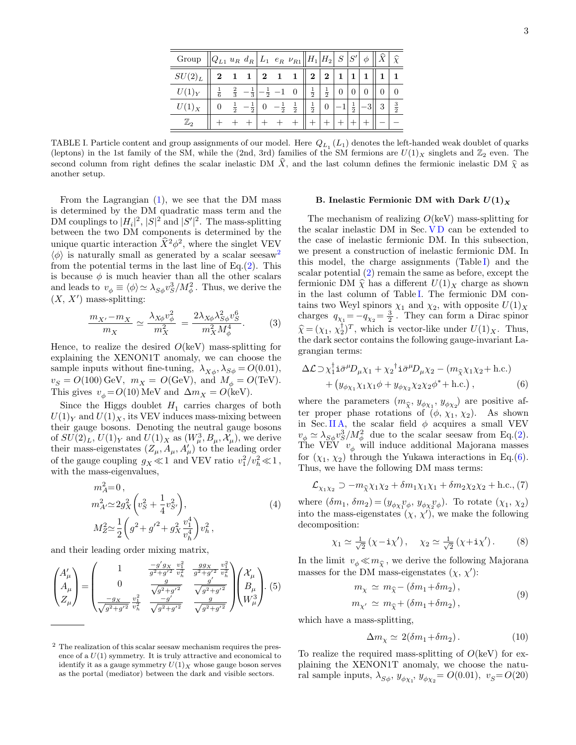| Group | $Q_{L1}$ | $u_R$ | $d_R$ | $L_1$ | $e_R$ | $\nu_{R1}$ | $H_1$ | $H_2$ | $S$ | $S'$ | $\phi$ | $\widehat{X}$ | $\widehat{\chi}$ |
|---|---|---|---|---|---|---|---|---|---|---|---|---|---|
| $SU(2)_L$ | **2** | **1** | **1** | **2** | **1** | **1** | **2** | **2** | **1** | **1** | **1** | **1** | **1** |
| $U(1)_Y$ | $\frac{1}{6}$ | $\frac{2}{3}$ | $-\frac{1}{3}$ | $-\frac{1}{2}$ | $-1$ | $0$ | $\frac{1}{2}$ | $\frac{1}{2}$ | $0$ | $0$ | $0$ | $0$ | $0$ |
| $U(1)_X$ | $0$ | $\frac{1}{2}$ | $-\frac{1}{2}$ | $0$ | $-\frac{1}{2}$ | $\frac{1}{2}$ | $\frac{1}{2}$ | $0$ | $-1$ | $\frac{1}{2}$ | $-3$ | $3$ | $\frac{3}{2}$ |
| $\mathbb{Z}_2$ | $+$ | $+$ | $+$ | $+$ | $+$ | $+$ | $+$ | $+$ | $+$ | $+$ | $+$ | $-$ | $-$ |

TABLE I. Particle content and group assignments of our model. Here $Q_{L_1}$ $(L_1)$ denotes the left-handed weak doublet of quarks (leptons) in the 1st family of the SM, while the (2nd, 3rd) families of the SM fermions are $U(1)_X$ singlets and $\mathbb{Z}_2$ even. The second column from right defines the scalar inelastic DM $\widehat{X}$, and the last column defines the fermionic inelastic DM $\widehat{\chi}$ as another setup.

From the Lagrangian (1), we see that the DM mass is determined by the DM quadratic mass term and the DM couplings to $|H_i|^2$, $|S|^2$ and $|S'|^2$. The mass-splitting between the two DM components is determined by the unique quartic interaction $\widehat{X}^2\phi^2$, where the singlet VEV $\langle\phi\rangle$ is naturally small as generated by a scalar seesaw[2] from the potential terms in the last line of Eq.(2). This is because $\phi$ is much heavier than all the other scalars and leads to $v_\phi \equiv \langle\phi\rangle \simeq \lambda_{S\phi} v_S^3/M_\phi^2$. Thus, we derive the $(X,\, X')$ mass-splitting:

$$\frac{m_{X'} - m_X}{m_X} \simeq \frac{\lambda_{X\phi} v_\phi^2}{m_X^2} = \frac{2\lambda_{X\phi}\lambda_{S\phi}^2 v_S^6}{m_X^2 M_\phi^4}. \tag{3}$$

Hence, to realize the desired $O(\text{keV})$ mass-splitting for explaining the XENON1T anomaly, we can choose the sample inputs without fine-tuning, $\lambda_{X\phi}, \lambda_{S\phi} = O(0.01)$, $v_S = O(100)\,\text{GeV}$, $m_X = O(\text{GeV})$, and $M_\phi = O(\text{TeV})$. This gives $v_\phi = O(10)\,\text{MeV}$ and $\Delta m_X = O(\text{keV})$.

Since the Higgs doublet $H_1$ carries charges of both $U(1)_Y$ and $U(1)_X$, its VEV induces mass-mixing between their gauge bosons. Denoting the neutral gauge bosons of $SU(2)_L$, $U(1)_Y$ and $U(1)_X$ as $(W_\mu^3, B_\mu, \mathcal{X}_\mu)$, we derive their mass-eigenstates $(Z_\mu, A_\mu, A'_\mu)$ to the leading order of the gauge coupling $g_X \ll 1$ and VEV ratio $v_1^2/v_h^2 \ll 1$, with the mass-eigenvalues,

$$\begin{aligned}
m_A^2 &= 0\,,\\
m_{A'}^2 &\simeq 2g_X^2\left(v_S^2 + \frac{1}{4}v_{S'}^2\right),\\
M_Z^2 &\simeq \frac{1}{2}\left(g^2 + g'^2 + g_X^2\frac{v_1^4}{v_h^4}\right)v_h^2\,,
\end{aligned} \tag{4}$$

and their leading order mixing matrix,

$$\begin{pmatrix} A'_\mu \\ A_\mu \\ Z_\mu \end{pmatrix} = \begin{pmatrix} 1 & \frac{-g' g_X}{g^2+g'^2}\frac{v_1^2}{v_h^2} & \frac{g g_X}{g^2+g'^2}\frac{v_1^2}{v_h^2} \\ 0 & \frac{g}{\sqrt{g^2+g'^2}} & \frac{g'}{\sqrt{g^2+g'^2}} \\ \frac{-g_X}{\sqrt{g^2+g'^2}}\frac{v_1^2}{v_h^2} & \frac{-g'}{\sqrt{g^2+g'^2}} & \frac{g}{\sqrt{g^2+g'^2}} \end{pmatrix} \begin{pmatrix} \mathcal{X}_\mu \\ B_\mu \\ W_\mu^3 \end{pmatrix}. \tag{5}$$

[2] The realization of this scalar seesaw mechanism requires the presence of a $U(1)$ symmetry. It is truly attractive and economical to identify it as a gauge symmetry $U(1)_X$ whose gauge boson serves as the portal (mediator) between the dark and visible sectors.

### B. Inelastic Fermionic DM with Dark $U(1)_X$

The mechanism of realizing $O(\text{keV})$ mass-splitting for the scalar inelastic DM in Sec. V D can be extended to the case of inelastic fermionic DM. In this subsection, we present a construction of inelastic fermionic DM. In this model, the charge assignments (Table I) and the scalar potential (2) remain the same as before, except the fermionic DM $\widehat{\chi}$ has a different $U(1)_X$ charge as shown in the last column of Table I. The fermionic DM contains two Weyl spinors $\chi_1$ and $\chi_2$, with opposite $U(1)_X$ charges $q_{\chi_1} = -q_{\chi_2} = \frac{3}{2}$. They can form a Dirac spinor $\widehat{\chi} = (\chi_1,\, \chi_2^\dagger)^T$, which is vector-like under $U(1)_X$. Thus, the dark sector contains the following gauge-invariant Lagrangian terms:

$$\begin{aligned}
\Delta\mathcal{L} \supset\; & \chi_1^\dagger \mathtt{i}\bar{\sigma}^\mu D_\mu \chi_1 + \chi_2^\dagger \mathtt{i}\bar{\sigma}^\mu D_\mu \chi_2 - (m_{\widehat{\chi}}\chi_1\chi_2 + \text{h.c.}) \\
& + \left(y_{\phi\chi_1}\chi_1\chi_1\phi + y_{\phi\chi_2}\chi_2\chi_2\phi^* + \text{h.c.}\right),
\end{aligned} \tag{6}$$

where the parameters $(m_{\widehat{\chi}},\, y_{\phi\chi_1},\, y_{\phi\chi_2})$ are positive after proper phase rotations of $(\phi,\, \chi_1,\, \chi_2)$. As shown in Sec. II A, the scalar field $\phi$ acquires a small VEV $v_\phi \simeq \lambda_{S\phi} v_S^3/M_\phi^2$ due to the scalar seesaw from Eq.(2). The VEV $v_\phi$ will induce additional Majorana masses for $(\chi_1,\, \chi_2)$ through the Yukawa interactions in Eq.(6). Thus, we have the following DM mass terms:

$$\mathcal{L}_{\chi_1\chi_2} \supset -m_{\widehat{\chi}}\chi_1\chi_2 + \delta m_1 \chi_1\chi_1 + \delta m_2 \chi_2\chi_2 + \text{h.c.}, \tag{7}$$

where $(\delta m_1,\, \delta m_2) = (y_{\phi\chi_1} v_\phi,\, y_{\phi\chi_2} v_\phi)$. To rotate $(\chi_1,\, \chi_2)$ into the mass-eigenstates $(\chi,\, \chi')$, we make the following decomposition:

$$\chi_1 \simeq \tfrac{1}{\sqrt{2}}\left(\chi - \mathtt{i}\chi'\right), \quad \chi_2 \simeq \tfrac{1}{\sqrt{2}}\left(\chi + \mathtt{i}\chi'\right). \tag{8}$$

In the limit $v_\phi \ll m_{\widehat{\chi}}$, we derive the following Majorana masses for the DM mass-eigenstates $(\chi,\, \chi')$:

$$\begin{aligned}
m_\chi &\simeq m_{\widehat{\chi}} - (\delta m_1 + \delta m_2)\,,\\
m_{\chi'} &\simeq m_{\widehat{\chi}} + (\delta m_1 + \delta m_2)\,,
\end{aligned} \tag{9}$$

which have a mass-splitting,

$$\Delta m_\chi \simeq 2(\delta m_1 + \delta m_2)\,. \tag{10}$$

To realize the required mass-splitting of $O(\text{keV})$ for explaining the XENON1T anomaly, we choose the natural sample inputs, $\lambda_{S\phi},\, y_{\phi\chi_1},\, y_{\phi\chi_2} = O(0.01)$, $v_S = O(20)$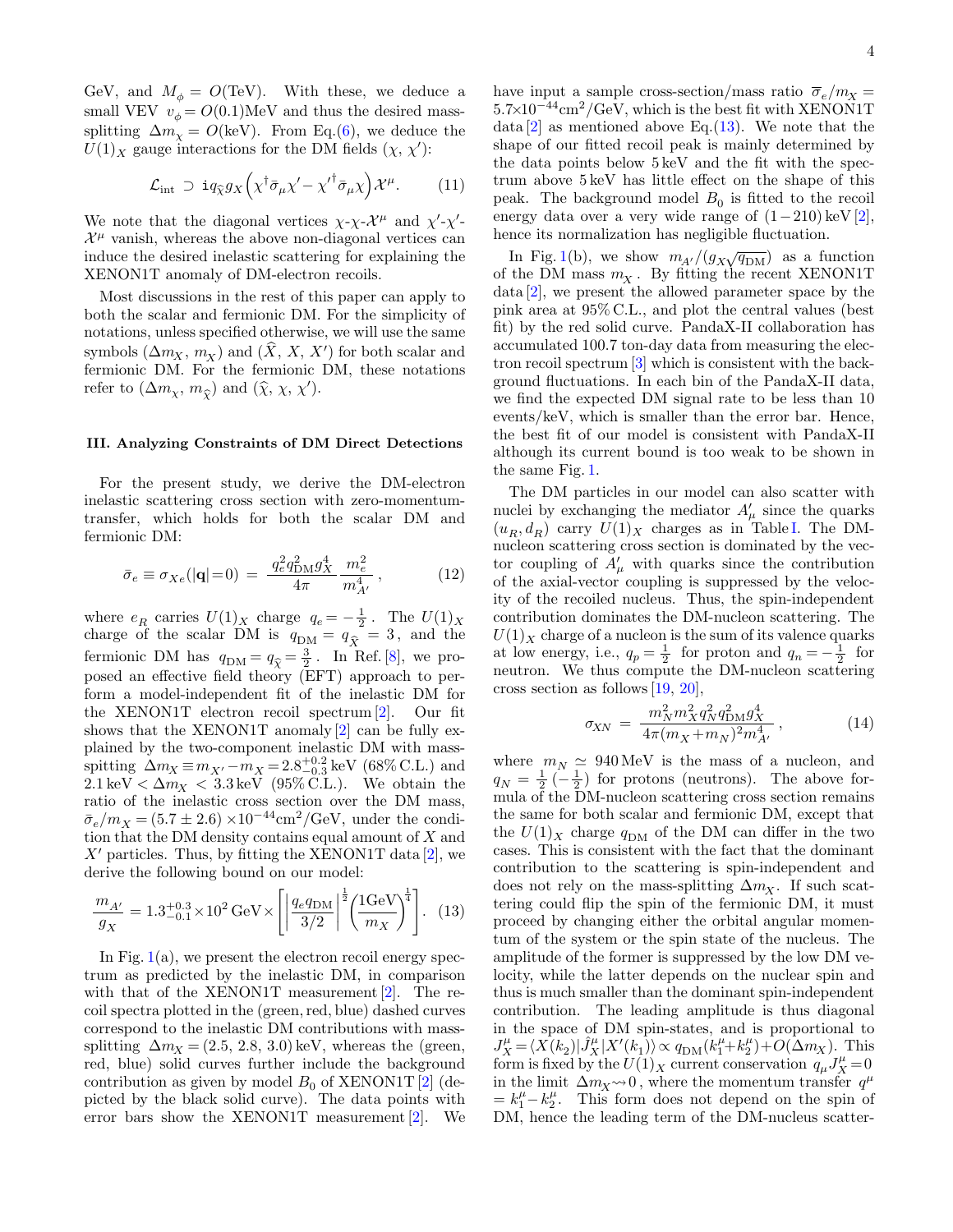GeV, and $M_\phi = O(\text{TeV})$. With these, we deduce a small VEV $v_\phi = O(0.1)\text{MeV}$ and thus the desired mass-splitting $\Delta m_\chi = O(\text{keV})$. From Eq.(6), we deduce the $U(1)_X$ gauge interactions for the DM fields $(\chi,\, \chi')$:

$$\mathcal{L}_{\text{int}} \supset \mathtt{i} q_{\widehat{\chi}} g_X \left( \chi^\dagger \bar{\sigma}_\mu \chi' - \chi'^\dagger \bar{\sigma}_\mu \chi \right) \mathcal{X}^\mu. \tag{11}$$

We note that the diagonal vertices $\chi$-$\chi$-$\mathcal{X}^\mu$ and $\chi'$-$\chi'$-$\mathcal{X}^\mu$ vanish, whereas the above non-diagonal vertices can induce the desired inelastic scattering for explaining the XENON1T anomaly of DM-electron recoils.

Most discussions in the rest of this paper can apply to both the scalar and fermionic DM. For the simplicity of notations, unless specified otherwise, we will use the same symbols $(\Delta m_X,\, m_X)$ and $(\widehat{X},\, X,\, X')$ for both scalar and fermionic DM. For the fermionic DM, these notations refer to $(\Delta m_\chi,\, m_{\widehat{\chi}})$ and $(\widehat{\chi},\, \chi,\, \chi')$.

### III. Analyzing Constraints of DM Direct Detections

For the present study, we derive the DM-electron inelastic scattering cross section with zero-momentum-transfer, which holds for both the scalar DM and fermionic DM:

$$\bar{\sigma}_e \equiv \sigma_{Xe}(|\mathbf{q}|\!=\!0) \,=\, \frac{q_e^2 q_{\text{DM}}^2 g_X^4}{4\pi} \frac{m_e^2}{m_{A'}^4}\,, \tag{12}$$

where $e_R$ carries $U(1)_X$ charge $q_e = -\frac{1}{2}$. The $U(1)_X$ charge of the scalar DM is $q_{\text{DM}} = q_{\widehat{X}} = 3$, and the fermionic DM has $q_{\text{DM}} = q_{\widehat{\chi}} = \frac{3}{2}$. In Ref. [8], we proposed an effective field theory (EFT) approach to perform a model-independent fit of the inelastic DM for the XENON1T electron recoil spectrum [2]. Our fit shows that the XENON1T anomaly [2] can be fully explained by the two-component inelastic DM with mass-splitting $\Delta m_X \equiv m_{X'} - m_X = 2.8^{+0.2}_{-0.3}\,\text{keV}$ (68% C.L.) and $2.1\,\text{keV} < \Delta m_X < 3.3\,\text{keV}$ (95% C.L.). We obtain the ratio of the inelastic cross section over the DM mass, $\bar{\sigma}_e/m_X = (5.7 \pm 2.6) \times 10^{-44}\text{cm}^2/\text{GeV}$, under the condition that the DM density contains equal amount of $X$ and $X'$ particles. Thus, by fitting the XENON1T data [2], we derive the following bound on our model:

$$\frac{m_{A'}}{g_X} = 1.3^{+0.3}_{-0.1} \times 10^2\,\text{GeV} \times \left[ \left| \frac{q_e q_{\text{DM}}}{3/2} \right|^{\frac{1}{2}} \left( \frac{1\text{GeV}}{m_X} \right)^{\frac{1}{4}} \right]. \tag{13}$$

In Fig. 1(a), we present the electron recoil energy spectrum as predicted by the inelastic DM, in comparison with that of the XENON1T measurement [2]. The recoil spectra plotted in the (green, red, blue) dashed curves correspond to the inelastic DM contributions with mass-splitting $\Delta m_X = (2.5,\, 2.8,\, 3.0)\,\text{keV}$, whereas the (green, red, blue) solid curves further include the background contribution as given by model $B_0$ of XENON1T [2] (depicted by the black solid curve). The data points with error bars show the XENON1T measurement [2]. We have input a sample cross-section/mass ratio $\bar{\sigma}_e/m_X = 5.7\times10^{-44}\text{cm}^2/\text{GeV}$, which is the best fit with XENON1T data [2] as mentioned above Eq.(13). We note that the shape of our fitted recoil peak is mainly determined by the data points below 5 keV and the fit with the spectrum above 5 keV has little effect on the shape of this peak. The background model $B_0$ is fitted to the recoil energy data over a very wide range of $(1-210)\,\text{keV}$ [2], hence its normalization has negligible fluctuation.

In Fig. 1(b), we show $m_{A'}/(g_X\sqrt{q_{\text{DM}}})$ as a function of the DM mass $m_X$. By fitting the recent XENON1T data [2], we present the allowed parameter space by the pink area at 95% C.L., and plot the central values (best fit) by the red solid curve. PandaX-II collaboration has accumulated 100.7 ton-day data from measuring the electron recoil spectrum [3] which is consistent with the background fluctuations. In each bin of the PandaX-II data, we find the expected DM signal rate to be less than 10 events/keV, which is smaller than the error bar. Hence, the best fit of our model is consistent with PandaX-II although its current bound is too weak to be shown in the same Fig. 1.

The DM particles in our model can also scatter with nuclei by exchanging the mediator $A'_\mu$ since the quarks $(u_R, d_R)$ carry $U(1)_X$ charges as in Table I. The DM-nucleon scattering cross section is dominated by the vector coupling of $A'_\mu$ with quarks since the contribution of the axial-vector coupling is suppressed by the velocity of the recoiled nucleus. Thus, the spin-independent contribution dominates the DM-nucleon scattering. The $U(1)_X$ charge of a nucleon is the sum of its valence quarks at low energy, i.e., $q_p = \frac{1}{2}$ for proton and $q_n = -\frac{1}{2}$ for neutron. We thus compute the DM-nucleon scattering cross section as follows [19, 20],

$$\sigma_{XN} \,=\, \frac{m_N^2 m_X^2 q_N^2 q_{\text{DM}}^2 g_X^4}{4\pi(m_X\!+\!m_N)^2 m_{A'}^4}\,, \tag{14}$$

where $m_N \simeq 940\,\text{MeV}$ is the mass of a nucleon, and $q_N = \frac{1}{2}\,(-\frac{1}{2})$ for protons (neutrons). The above formula of the DM-nucleon scattering cross section remains the same for both scalar and fermionic DM, except that the $U(1)_X$ charge $q_{\text{DM}}$ of the DM can differ in the two cases. This is consistent with the fact that the dominant contribution to the scattering is spin-independent and does not rely on the mass-splitting $\Delta m_X$. If such scattering could flip the spin of the fermionic DM, it must proceed by changing either the orbital angular momentum of the system or the spin state of the nucleus. The amplitude of the former is suppressed by the low DM velocity, while the latter depends on the nuclear spin and thus is much smaller than the dominant spin-independent contribution. The leading amplitude is thus diagonal in the space of DM spin-states, and is proportional to $J^\mu_X = \langle X(k_2)|\hat{J}^\mu_X|X'(k_1)\rangle \propto q_{\text{DM}}(k_1^\mu + k_2^\mu) + O(\Delta m_X)$. This form is fixed by the $U(1)_X$ current conservation $q_\mu J^\mu_X = 0$ in the limit $\Delta m_X \rightsquigarrow 0$, where the momentum transfer $q^\mu = k_1^\mu - k_2^\mu$. This form does not depend on the spin of DM, hence the leading term of the DM-nucleus scatter-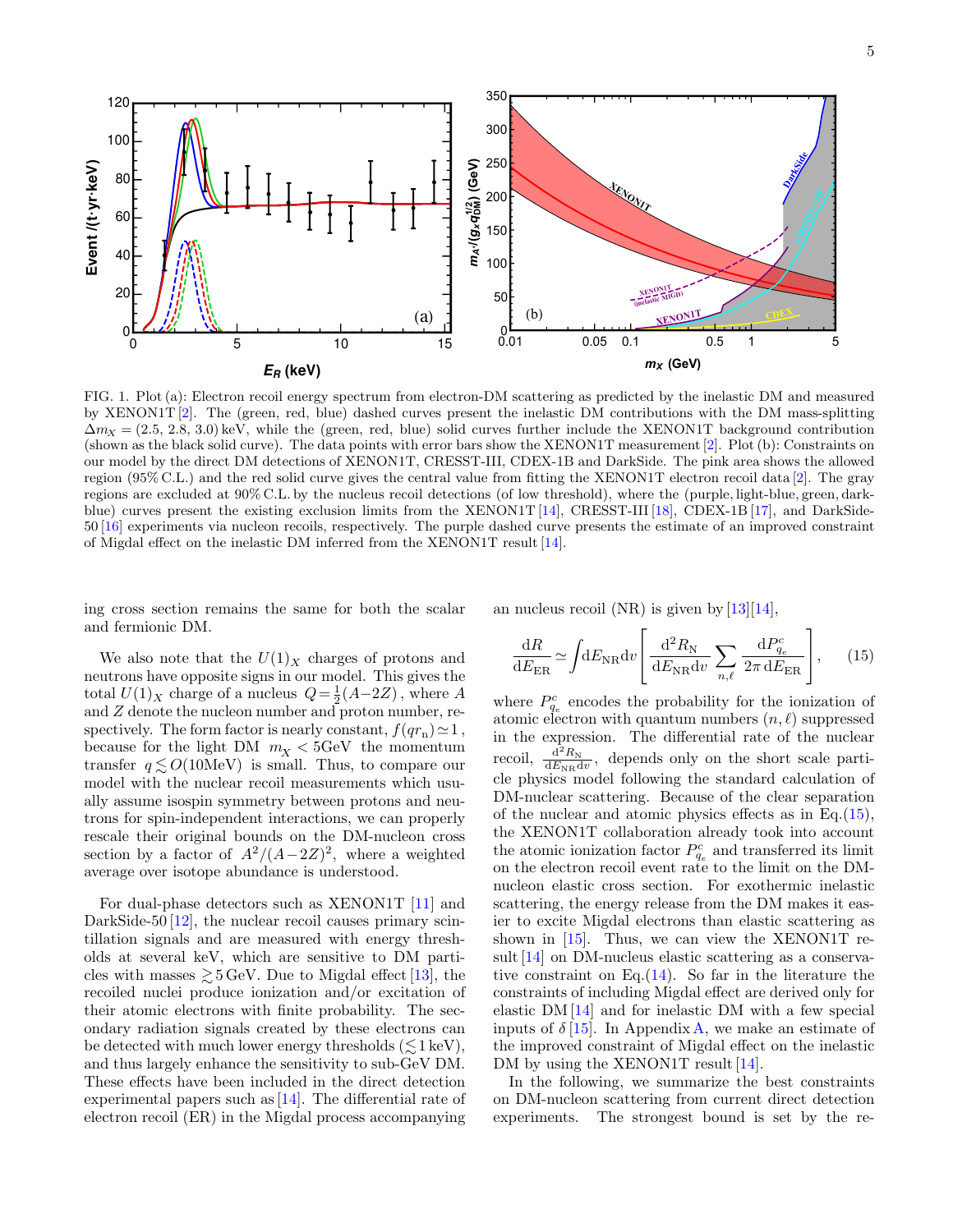120
100
80
60
40
20
0
Event /(t·yr·keV)
0
5
10
15
$E_R$ (keV)
(a)

350
300
250
200
150
100
50
0
$m_{A'}/(g_X q_{\rm DM}^{1/2})$ (GeV)
0.01
0.05
0.1
0.5
1
5
$m_X$ (GeV)
(b)
XENON1T
DarkSide
CRESST-III
XENON1T (inelastic MIGD)
XENON1T
CDEX

FIG. 1. Plot (a): Electron recoil energy spectrum from electron-DM scattering as predicted by the inelastic DM and measured by XENON1T [2]. The (green, red, blue) dashed curves present the inelastic DM contributions with the DM mass-splitting $\Delta m_X = (2.5, 2.8, 3.0)$ keV, while the (green, red, blue) solid curves further include the XENON1T background contribution (shown as the black solid curve). The data points with error bars show the XENON1T measurement [2]. Plot (b): Constraints on our model by the direct DM detections of XENON1T, CRESST-III, CDEX-1B and DarkSide. The pink area shows the allowed region (95% C.L.) and the red solid curve gives the central value from fitting the XENON1T electron recoil data [2]. The gray regions are excluded at 90% C.L. by the nucleus recoil detections (of low threshold), where the (purple, light-blue, green, dark-blue) curves present the existing exclusion limits from the XENON1T [14], CRESST-III [18], CDEX-1B [17], and DarkSide-50 [16] experiments via nucleon recoils, respectively. The purple dashed curve presents the estimate of an improved constraint of Migdal effect on the inelastic DM inferred from the XENON1T result [14].

ing cross section remains the same for both the scalar and fermionic DM.

We also note that the $U(1)_X$ charges of protons and neutrons have opposite signs in our model. This gives the total $U(1)_X$ charge of a nucleus $Q = \frac{1}{2}(A-2Z)$ , where $A$ and $Z$ denote the nucleon number and proton number, respectively. The form factor is nearly constant, $f(qr_{\rm n}) \simeq 1$ , because for the light DM $m_X < 5$GeV the momentum transfer $q \lesssim O(10\text{MeV})$ is small. Thus, to compare our model with the nuclear recoil measurements which usually assume isospin symmetry between protons and neutrons for spin-independent interactions, we can properly rescale their original bounds on the DM-nucleon cross section by a factor of $A^2/(A-2Z)^2$, where a weighted average over isotope abundance is understood.

For dual-phase detectors such as XENON1T [11] and DarkSide-50 [12], the nuclear recoil causes primary scintillation signals and are measured with energy thresholds at several keV, which are sensitive to DM particles with masses $\gtrsim 5$ GeV. Due to Migdal effect [13], the recoiled nuclei produce ionization and/or excitation of their atomic electrons with finite probability. The secondary radiation signals created by these electrons can be detected with much lower energy thresholds ($\lesssim 1$ keV), and thus largely enhance the sensitivity to sub-GeV DM. These effects have been included in the direct detection experimental papers such as [14]. The differential rate of electron recoil (ER) in the Migdal process accompanying an nucleus recoil (NR) is given by [13][14],

$$\frac{\mathrm{d}R}{\mathrm{d}E_{\rm ER}} \simeq \int \mathrm{d}E_{\rm NR} \mathrm{d}v \left[ \frac{\mathrm{d}^2 R_{\rm N}}{\mathrm{d}E_{\rm NR} \mathrm{d}v} \sum_{n,\ell} \frac{\mathrm{d}P^c_{q_e}}{2\pi\, \mathrm{d}E_{\rm ER}} \right], \tag{15}$$

where $P^c_{q_e}$ encodes the probability for the ionization of atomic electron with quantum numbers $(n, \ell)$ suppressed in the expression. The differential rate of the nuclear recoil, $\frac{\mathrm{d}^2 R_{\rm N}}{\mathrm{d}E_{\rm NR} \mathrm{d}v}$, depends only on the short scale particle physics model following the standard calculation of DM-nuclear scattering. Because of the clear separation of the nuclear and atomic physics effects as in Eq.(15), the XENON1T collaboration already took into account the atomic ionization factor $P^c_{q_e}$ and transferred its limit on the electron recoil event rate to the limit on the DM-nucleon elastic cross section. For exothermic inelastic scattering, the energy release from the DM makes it easier to excite Migdal electrons than elastic scattering as shown in [15]. Thus, we can view the XENON1T result [14] on DM-nucleus elastic scattering as a conservative constraint on Eq.(14). So far in the literature the constraints of including Migdal effect are derived only for elastic DM [14] and for inelastic DM with a few special inputs of $\delta$ [15]. In Appendix A, we make an estimate of the improved constraint of Migdal effect on the inelastic DM by using the XENON1T result [14].

In the following, we summarize the best constraints on DM-nucleon scattering from current direct detection experiments. The strongest bound is set by the re-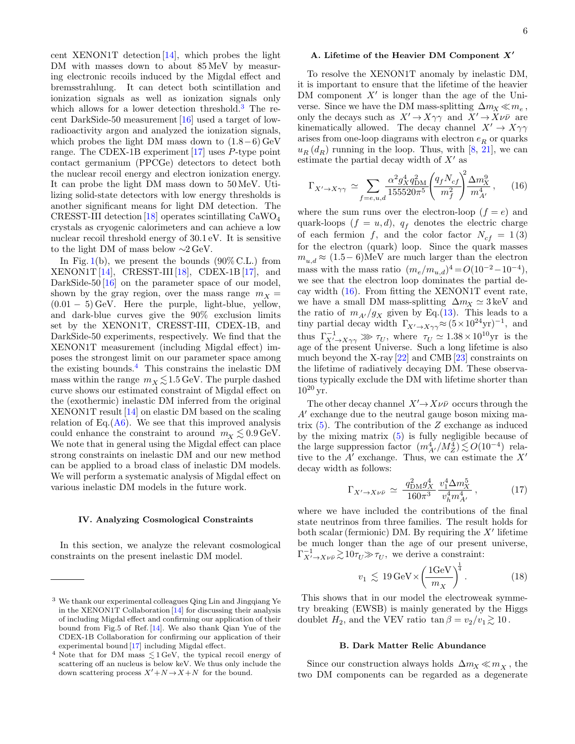cent XENON1T detection [14], which probes the light DM with masses down to about 85 MeV by measuring electronic recoils induced by the Migdal effect and bremsstrahlung. It can detect both scintillation and ionization signals as well as ionization signals only which allows for a lower detection threshold.[3] The recent DarkSide-50 measurement [16] used a target of low-radioactivity argon and analyzed the ionization signals, which probes the light DM mass down to $(1.8-6)$ GeV range. The CDEX-1B experiment [17] uses $P$-type point contact germanium (PPCGe) detectors to detect both the nuclear recoil energy and electron ionization energy. It can probe the light DM mass down to 50 MeV. Utilizing solid-state detectors with low energy thresholds is another significant means for light DM detection. The CRESST-III detection [18] operates scintillating $CaWO_4$ crystals as cryogenic calorimeters and can achieve a low nuclear recoil threshold energy of 30.1 eV. It is sensitive to the light DM of mass below ~2 GeV.

In Fig. 1(b), we present the bounds (90% C.L.) from XENON1T [14], CRESST-III [18], CDEX-1B [17], and DarkSide-50 [16] on the parameter space of our model, shown by the gray region, over the mass range $m_X = (0.01-5)$ GeV. Here the purple, light-blue, yellow, and dark-blue curves give the 90% exclusion limits set by the XENON1T, CRESST-III, CDEX-1B, and DarkSide-50 experiments, respectively. We find that the XENON1T measurement (including Migdal effect) imposes the strongest limit on our parameter space among the existing bounds.[4] This constrains the inelastic DM mass within the range $m_X \lesssim 1.5$ GeV. The purple dashed curve shows our estimated constraint of Migdal effect on the (exothermic) inelastic DM inferred from the original XENON1T result [14] on elastic DM based on the scaling relation of Eq.(A6). We see that this improved analysis could enhance the constraint to around $m_X \lesssim 0.9$ GeV. We note that in general using the Migdal effect can place strong constraints on inelastic DM and our new method can be applied to a broad class of inelastic DM models. We will perform a systematic analysis of Migdal effect on various inelastic DM models in the future work.

## IV. Analyzing Cosmological Constraints

In this section, we analyze the relevant cosmological constraints on the present inelastic DM model.

### A. Lifetime of the Heavier DM Component $X'$

To resolve the XENON1T anomaly by inelastic DM, it is important to ensure that the lifetime of the heavier DM component $X'$ is longer than the age of the Universe. Since we have the DM mass-splitting $\Delta m_X \ll m_e$, only the decays such as $X' \to X\gamma\gamma$ and $X' \to X\nu\bar{\nu}$ are kinematically allowed. The decay channel $X' \to X\gamma\gamma$ arises from one-loop diagrams with electron $e_R$ or quarks $u_R\,(d_R)$ running in the loop. Thus, with [8, 21], we can estimate the partial decay width of $X'$ as

$$\Gamma_{X' \to X\gamma\gamma} \simeq \sum_{f=e,u,d} \frac{\alpha^2 g_X^4 q_{\rm DM}^2}{155520\pi^5} \left(\frac{q_f N_{cf}}{m_f^2}\right)^2 \frac{\Delta m_X^9}{m_{A'}^4}, \tag{16}$$

where the sum runs over the electron-loop ($f=e$) and quark-loops ($f=u,d$), $q_f$ denotes the electric charge of each fermion $f$, and the color factor $N_{cf} = 1\,(3)$ for the electron (quark) loop. Since the quark masses $m_{u,d} \approx (1.5-6)$MeV are much larger than the electron mass with the mass ratio $(m_e/m_{u,d})^4 = O(10^{-2}-10^{-4})$, we see that the electron loop dominates the partial decay width (16). From fitting the XENON1T event rate, we have a small DM mass-splitting $\Delta m_X \simeq 3$ keV and the ratio of $m_{A'}/g_X$ given by Eq.(13). This leads to a tiny partial decay width $\Gamma_{X' \to X\gamma\gamma} \approx (5 \times 10^{24}\text{yr})^{-1}$, and thus $\Gamma^{-1}_{X' \to X\gamma\gamma} \ggg \tau_U$, where $\tau_U \simeq 1.38 \times 10^{10}$yr is the age of the present Universe. Such a long lifetime is also much beyond the X-ray [22] and CMB [23] constraints on the lifetime of radiatively decaying DM. These observations typically exclude the DM with lifetime shorter than $10^{20}$ yr.

The other decay channel $X' \to X\nu\bar{\nu}$ occurs through the $A'$ exchange due to the neutral gauge boson mixing matrix (5). The contribution of the $Z$ exchange as induced by the mixing matrix (5) is fully negligible because of the large suppression factor $(m_{A'}^4/M_Z^4) \lesssim O(10^{-4})$ relative to the $A'$ exchange. Thus, we can estimate the $X'$ decay width as follows:

$$\Gamma_{X' \to X\nu\bar{\nu}} \simeq \frac{q_{\rm DM}^2 g_X^4}{160\pi^3} \frac{v_1^4 \Delta m_X^5}{v_h^4 m_{A'}^4}, \tag{17}$$

where we have included the contributions of the final state neutrinos from three families. The result holds for both scalar (fermionic) DM. By requiring the $X'$ lifetime be much longer than the age of our present universe, $\Gamma^{-1}_{X' \to X\nu\bar{\nu}} \gtrsim 10\tau_U \gg \tau_U$, we derive a constraint:

$$v_1 \lesssim 19\,\text{GeV} \times \left(\frac{1\text{GeV}}{m_X}\right)^{\frac{1}{4}}. \tag{18}$$

This shows that in our model the electroweak symmetry breaking (EWSB) is mainly generated by the Higgs doublet $H_2$, and the VEV ratio $\tan\beta = v_2/v_1 \gtrsim 10$.

### B. Dark Matter Relic Abundance

Since our construction always holds $\Delta m_X \ll m_X$, the two DM components can be regarded as a degenerate

---

[3] We thank our experimental colleagues Qing Lin and Jingqiang Ye in the XENON1T Collaboration [14] for discussing their analysis of including Migdal effect and confirming our application of their bound from Fig.5 of Ref. [14]. We also thank Qian Yue of the CDEX-1B Collaboration for confirming our application of their experimental bound [17] including Migdal effect.

[4] Note that for DM mass $\lesssim 1$ GeV, the typical recoil energy of scattering off an nucleus is below keV. We thus only include the down scattering process $X' + N \to X + N$ for the bound.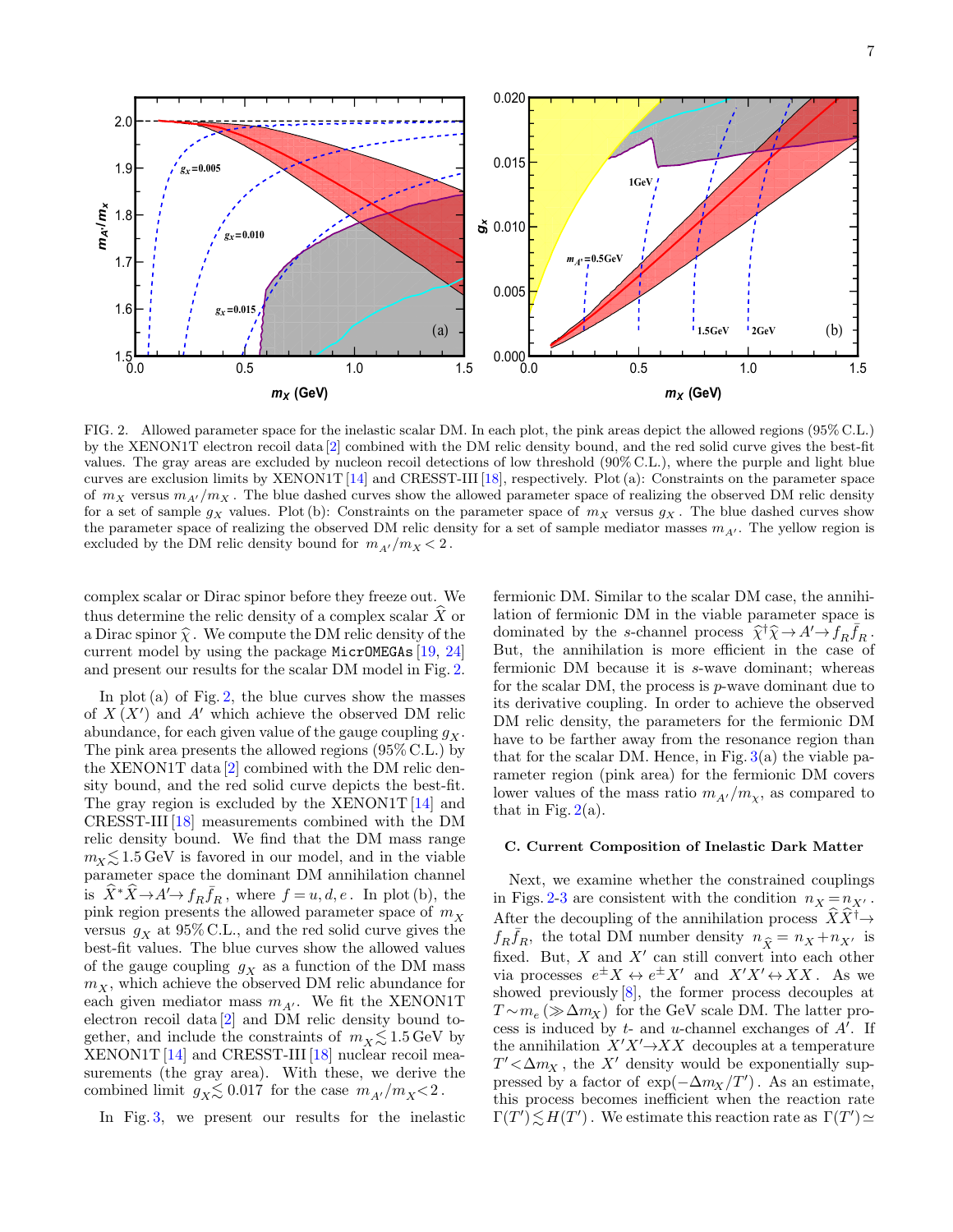(a)

$m_{A'}/m_x$

$m_X$ (GeV)

2.0
1.9
1.8
1.7
1.6
1.5

0.0 0.5 1.0 1.5

$g_X$=0.005

$g_X$=0.010

$g_X$=0.015

(b)

$g_X$

$m_X$ (GeV)

0.020
0.015
0.010
0.005
0.000

0.0 0.5 1.0 1.5

1GeV

$m_{A'}$=0.5GeV

1.5GeV

2GeV

FIG. 2. Allowed parameter space for the inelastic scalar DM. In each plot, the pink areas depict the allowed regions (95% C.L.) by the XENON1T electron recoil data [2] combined with the DM relic density bound, and the red solid curve gives the best-fit values. The gray areas are excluded by nucleon recoil detections of low threshold (90% C.L.), where the purple and light blue curves are exclusion limits by XENON1T [14] and CRESST-III [18], respectively. Plot (a): Constraints on the parameter space of $m_X$ versus $m_{A'}/m_X$. The blue dashed curves show the allowed parameter space of realizing the observed DM relic density for a set of sample $g_X$ values. Plot (b): Constraints on the parameter space of $m_X$ versus $g_X$. The blue dashed curves show the parameter space of realizing the observed DM relic density for a set of sample mediator masses $m_{A'}$. The yellow region is excluded by the DM relic density bound for $m_{A'}/m_X < 2$.

complex scalar or Dirac spinor before they freeze out. We thus determine the relic density of a complex scalar $\widehat{X}$ or a Dirac spinor $\widehat{\chi}$. We compute the DM relic density of the current model by using the package `MicrOMEGAs` [19, 24] and present our results for the scalar DM model in Fig. 2.

In plot (a) of Fig. 2, the blue curves show the masses of $X$ ($X'$) and $A'$ which achieve the observed DM relic abundance, for each given value of the gauge coupling $g_X$. The pink area presents the allowed regions (95% C.L.) by the XENON1T data [2] combined with the DM relic density bound, and the red solid curve depicts the best-fit. The gray region is excluded by the XENON1T [14] and CRESST-III [18] measurements combined with the DM relic density bound. We find that the DM mass range $m_X \lesssim 1.5\,\text{GeV}$ is favored in our model, and in the viable parameter space the dominant DM annihilation channel is $\widehat{X}^*\widehat{X} \to A' \to f_R\bar{f}_R$, where $f = u, d, e$. In plot (b), the pink region presents the allowed parameter space of $m_X$ versus $g_X$ at 95% C.L., and the red solid curve gives the best-fit values. The blue curves show the allowed values of the gauge coupling $g_X$ as a function of the DM mass $m_X$, which achieve the observed DM relic abundance for each given mediator mass $m_{A'}$. We fit the XENON1T electron recoil data [2] and DM relic density bound together, and include the constraints of $m_X \lesssim 1.5\,\text{GeV}$ by XENON1T [14] and CRESST-III [18] nuclear recoil measurements (the gray area). With these, we derive the combined limit $g_X \lesssim 0.017$ for the case $m_{A'}/m_X < 2$.

In Fig. 3, we present our results for the inelastic fermionic DM. Similar to the scalar DM case, the annihilation of fermionic DM in the viable parameter space is dominated by the $s$-channel process $\widehat{\chi}^\dagger\widehat{\chi} \to A' \to f_R\bar{f}_R$. But, the annihilation is more efficient in the case of fermionic DM because it is $s$-wave dominant; whereas for the scalar DM, the process is $p$-wave dominant due to its derivative coupling. In order to achieve the observed DM relic density, the parameters for the fermionic DM have to be farther away from the resonance region than that for the scalar DM. Hence, in Fig. 3(a) the viable parameter region (pink area) for the fermionic DM covers lower values of the mass ratio $m_{A'}/m_\chi$, as compared to that in Fig. 2(a).

### C. Current Composition of Inelastic Dark Matter

Next, we examine whether the constrained couplings in Figs. 2-3 are consistent with the condition $n_X = n_{X'}$. After the decoupling of the annihilation process $\widehat{X}\widehat{X}^\dagger \to f_R\bar{f}_R$, the total DM number density $n_{\widehat{X}} = n_X + n_{X'}$ is fixed. But, $X$ and $X'$ can still convert into each other via processes $e^\pm X \leftrightarrow e^\pm X'$ and $X'X' \leftrightarrow XX$. As we showed previously [8], the former process decouples at $T \sim m_e$ ($\gg \Delta m_X$) for the GeV scale DM. The latter process is induced by $t$- and $u$-channel exchanges of $A'$. If the annihilation $X'X' \to XX$ decouples at a temperature $T' < \Delta m_X$, the $X'$ density would be exponentially suppressed by a factor of $\exp(-\Delta m_X/T')$. As an estimate, this process becomes inefficient when the reaction rate $\Gamma(T') \lesssim H(T')$. We estimate this reaction rate as $\Gamma(T') \simeq$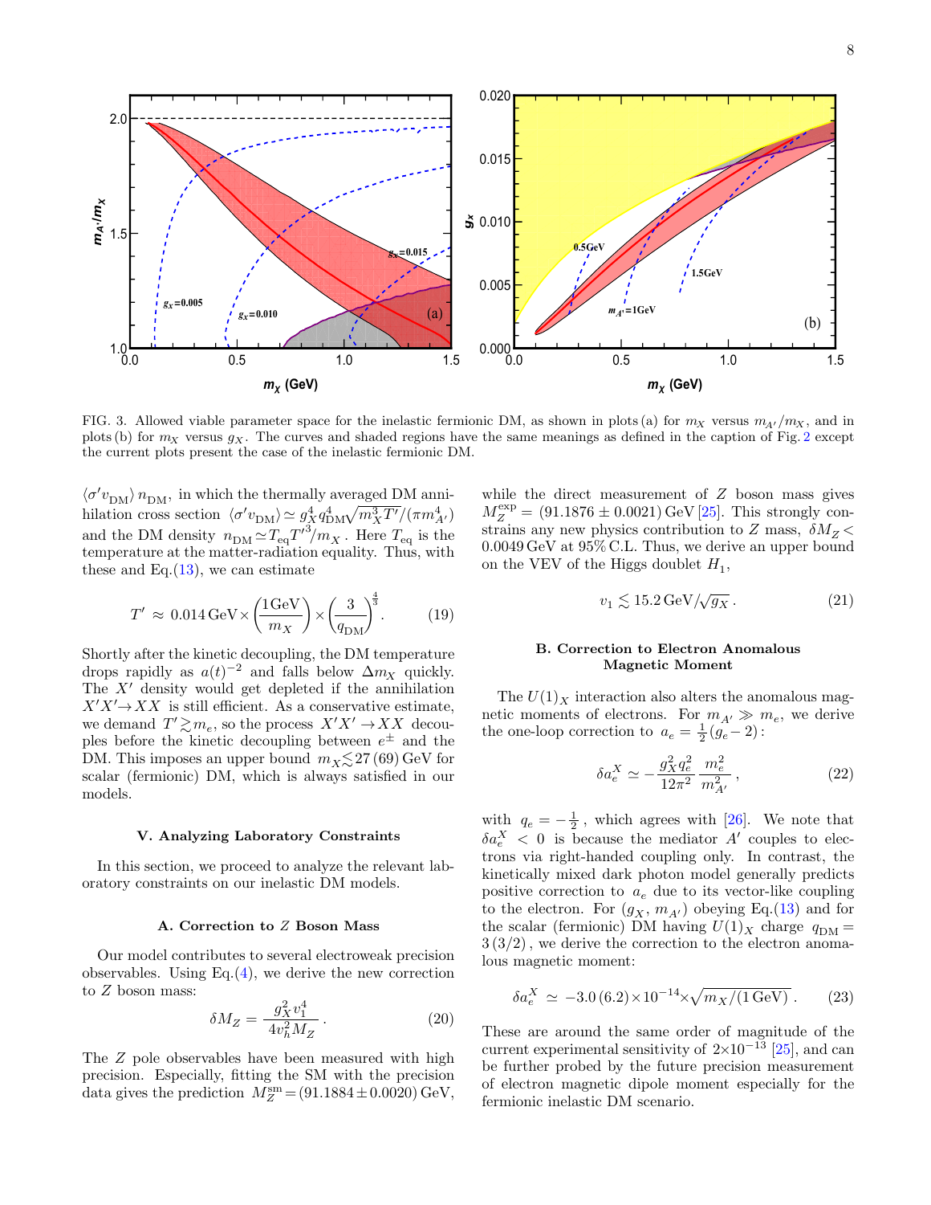(a)

$m_{A'}/m_X$

2.0

1.5

1.0

0.0 0.5 1.0 1.5

$m_X$ (GeV)

$g_X$=0.005

$g_X$=0.010

$g_X$=0.015

(b)

$g_X$

0.020

0.015

0.010

0.005

0.000

0.0 0.5 1.0 1.5

$m_X$ (GeV)

0.5GeV

$m_{A'}$=1GeV

1.5GeV

FIG. 3. Allowed viable parameter space for the inelastic fermionic DM, as shown in plots (a) for $m_X$ versus $m_{A'}/m_X$, and in plots (b) for $m_X$ versus $g_X$. The curves and shaded regions have the same meanings as defined in the caption of Fig. 2 except the current plots present the case of the inelastic fermionic DM.

$\langle\sigma' v_{\rm DM}\rangle\, n_{\rm DM}$, in which the thermally averaged DM annihilation cross section $\langle\sigma' v_{\rm DM}\rangle \simeq g_X^4 q_{\rm DM}^4 \sqrt{m_X^3 T'}/(\pi m_{A'}^4)$ and the DM density $n_{\rm DM} \simeq T_{\rm eq} T'^3/m_X$. Here $T_{\rm eq}$ is the temperature at the matter-radiation equality. Thus, with these and Eq.(13), we can estimate

$$T' \,\approx\, 0.014\,{\rm GeV} \times \left(\frac{1\,{\rm GeV}}{m_X}\right) \times \left(\frac{3}{q_{\rm DM}}\right)^{\frac{4}{3}}. \qquad (19)$$

Shortly after the kinetic decoupling, the DM temperature drops rapidly as $a(t)^{-2}$ and falls below $\Delta m_X$ quickly. The $X'$ density would get depleted if the annihilation $X'X' \to XX$ is still efficient. As a conservative estimate, we demand $T' \gtrsim m_e$, so the process $X'X' \to XX$ decouples before the kinetic decoupling between $e^{\pm}$ and the DM. This imposes an upper bound $m_X \lesssim 27\,(69)$ GeV for scalar (fermionic) DM, which is always satisfied in our models.

## V. Analyzing Laboratory Constraints

In this section, we proceed to analyze the relevant laboratory constraints on our inelastic DM models.

### A. Correction to $Z$ Boson Mass

Our model contributes to several electroweak precision observables. Using Eq.(4), we derive the new correction to $Z$ boson mass:

$$\delta M_Z = \frac{g_X^2 v_1^4}{4 v_h^2 M_Z}\,. \qquad (20)$$

The $Z$ pole observables have been measured with high precision. Especially, fitting the SM with the precision data gives the prediction $M_Z^{\rm sm} = (91.1884 \pm 0.0020)$ GeV, while the direct measurement of $Z$ boson mass gives $M_Z^{\rm exp} = (91.1876 \pm 0.0021)$ GeV [25]. This strongly constrains any new physics contribution to $Z$ mass, $\delta M_Z < 0.0049$ GeV at 95% C.L. Thus, we derive an upper bound on the VEV of the Higgs doublet $H_1$,

$$v_1 \lesssim 15.2\,{\rm GeV}/\sqrt{g_X}\,. \qquad (21)$$

### B. Correction to Electron Anomalous Magnetic Moment

The $U(1)_X$ interaction also alters the anomalous magnetic moments of electrons. For $m_{A'} \gg m_e$, we derive the one-loop correction to $a_e = \frac{1}{2}(g_e - 2)$:

$$\delta a_e^X \simeq -\frac{g_X^2 q_e^2}{12\pi^2} \frac{m_e^2}{m_{A'}^2}\,, \qquad (22)$$

with $q_e = -\frac{1}{2}$, which agrees with [26]. We note that $\delta a_e^X < 0$ is because the mediator $A'$ couples to electrons via right-handed coupling only. In contrast, the kinetically mixed dark photon model generally predicts positive correction to $a_e$ due to its vector-like coupling to the electron. For $(g_X, m_{A'})$ obeying Eq.(13) and for the scalar (fermionic) DM having $U(1)_X$ charge $q_{\rm DM} = 3\,(3/2)$, we derive the correction to the electron anomalous magnetic moment:

$$\delta a_e^X \,\simeq\, -3.0\,(6.2) \times 10^{-14} \times \sqrt{m_X/(1\,{\rm GeV})}\,. \qquad (23)$$

These are around the same order of magnitude of the current experimental sensitivity of $2\times10^{-13}$ [25], and can be further probed by the future precision measurement of electron magnetic dipole moment especially for the fermionic inelastic DM scenario.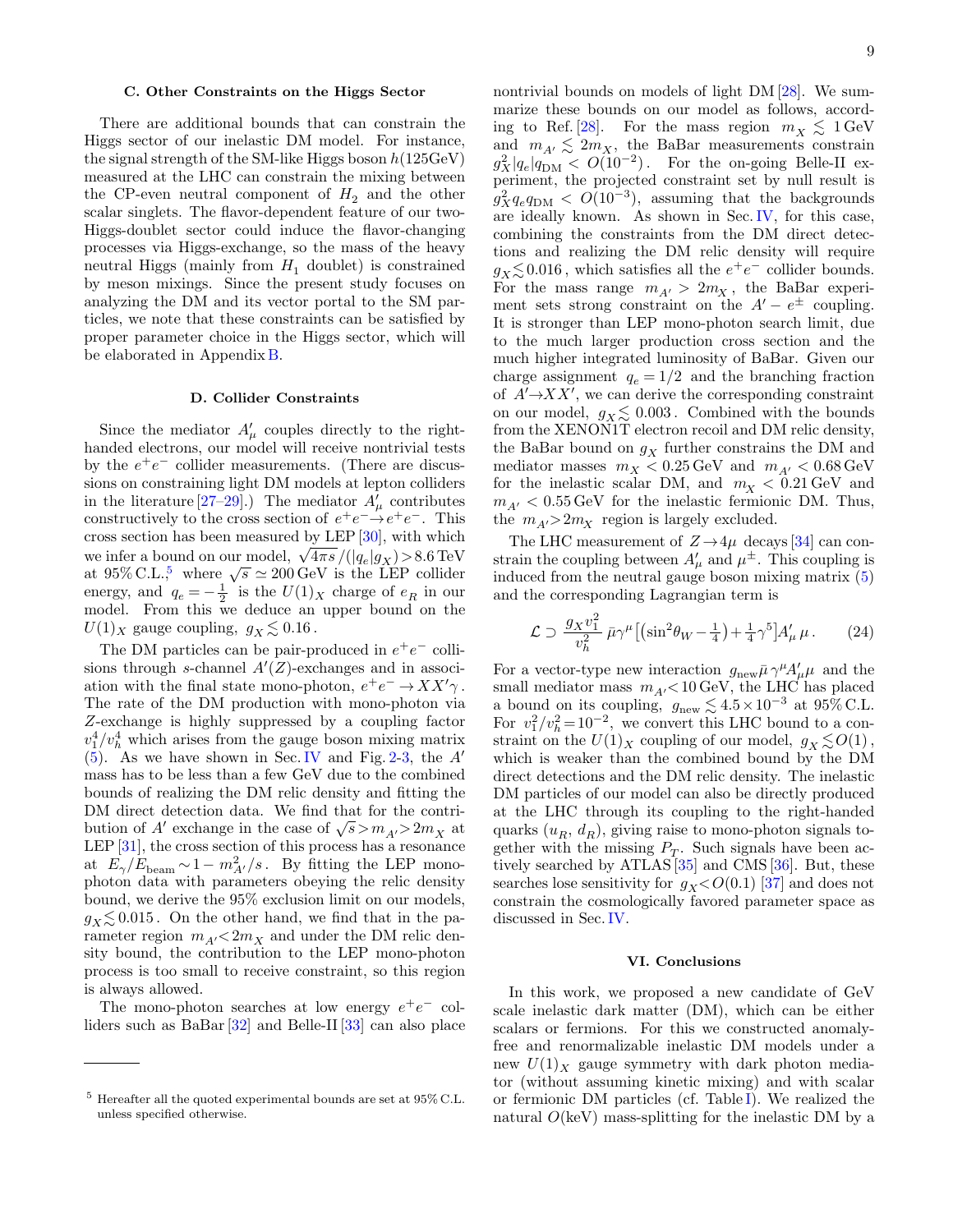### C. Other Constraints on the Higgs Sector

There are additional bounds that can constrain the Higgs sector of our inelastic DM model. For instance, the signal strength of the SM-like Higgs boson $h(125\text{GeV})$ measured at the LHC can constrain the mixing between the CP-even neutral component of $H_2$ and the other scalar singlets. The flavor-dependent feature of our two-Higgs-doublet sector could induce the flavor-changing processes via Higgs-exchange, so the mass of the heavy neutral Higgs (mainly from $H_1$ doublet) is constrained by meson mixings. Since the present study focuses on analyzing the DM and its vector portal to the SM particles, we note that these constraints can be satisfied by proper parameter choice in the Higgs sector, which will be elaborated in Appendix B.

### D. Collider Constraints

Since the mediator $A'_\mu$ couples directly to the right-handed electrons, our model will receive nontrivial tests by the $e^+e^-$ collider measurements. (There are discussions on constraining light DM models at lepton colliders in the literature [27–29].) The mediator $A'_\mu$ contributes constructively to the cross section of $e^+e^-\!\to e^+e^-$. This cross section has been measured by LEP [30], with which we infer a bound on our model, $\sqrt{4\pi s}/(|q_e|g_X)>8.6\,\text{TeV}$ at 95% C.L.,[5] where $\sqrt{s}\simeq 200\,\text{GeV}$ is the LEP collider energy, and $q_e=-\frac{1}{2}$ is the $U(1)_X$ charge of $e_R$ in our model. From this we deduce an upper bound on the $U(1)_X$ gauge coupling, $g_X\lesssim 0.16$.

The DM particles can be pair-produced in $e^+e^-$ collisions through $s$-channel $A'(Z)$-exchanges and in association with the final state mono-photon, $e^+e^-\to XX'\gamma$. The rate of the DM production with mono-photon via $Z$-exchange is highly suppressed by a coupling factor $v_1^4/v_h^4$ which arises from the gauge boson mixing matrix (5). As we have shown in Sec. IV and Fig. 2-3, the $A'$ mass has to be less than a few GeV due to the combined bounds of realizing the DM relic density and fitting the DM direct detection data. We find that for the contribution of $A'$ exchange in the case of $\sqrt{s}>m_{A'}>2m_X$ at LEP [31], the cross section of this process has a resonance at $E_\gamma/E_{\text{beam}}\sim 1-m_{A'}^2/s$. By fitting the LEP mono-photon data with parameters obeying the relic density bound, we derive the 95% exclusion limit on our models, $g_X\lesssim 0.015$. On the other hand, we find that in the parameter region $m_{A'}<2m_X$ and under the DM relic density bound, the contribution to the LEP mono-photon process is too small to receive constraint, so this region is always allowed.

The mono-photon searches at low energy $e^+e^-$ colliders such as BaBar [32] and Belle-II [33] can also place nontrivial bounds on models of light DM [28]. We summarize these bounds on our model as follows, according to Ref. [28]. For the mass region $m_X\lesssim 1\,\text{GeV}$ and $m_{A'}\lesssim 2m_X$, the BaBar measurements constrain $g_X^2|q_e|q_{\text{DM}}<O(10^{-2})$. For the on-going Belle-II experiment, the projected constraint set by null result is $g_X^2 q_e q_{\text{DM}}<O(10^{-3})$, assuming that the backgrounds are ideally known. As shown in Sec. IV, for this case, combining the constraints from the DM direct detections and realizing the DM relic density will require $g_X\lesssim 0.016$, which satisfies all the $e^+e^-$ collider bounds. For the mass range $m_{A'}>2m_X$, the BaBar experiment sets strong constraint on the $A'-e^\pm$ coupling. It is stronger than LEP mono-photon search limit, due to the much larger production cross section and the much higher integrated luminosity of BaBar. Given our charge assignment $q_e=1/2$ and the branching fraction of $A'\!\to XX'$, we can derive the corresponding constraint on our model, $g_X\lesssim 0.003$. Combined with the bounds from the XENON1T electron recoil and DM relic density, the BaBar bound on $g_X$ further constrains the DM and mediator masses $m_X<0.25\,\text{GeV}$ and $m_{A'}<0.68\,\text{GeV}$ for the inelastic scalar DM, and $m_X<0.21\,\text{GeV}$ and $m_{A'}<0.55\,\text{GeV}$ for the inelastic fermionic DM. Thus, the $m_{A'}>2m_X$ region is largely excluded.

The LHC measurement of $Z\to 4\mu$ decays [34] can constrain the coupling between $A'_\mu$ and $\mu^\pm$. This coupling is induced from the neutral gauge boson mixing matrix (5) and the corresponding Lagrangian term is

$$\mathcal{L}\supset \frac{g_X v_1^2}{v_h^2}\,\bar{\mu}\gamma^\mu\big[\big(\sin^2\theta_W-\tfrac{1}{4}\big)+\tfrac{1}{4}\gamma^5\big]A'_\mu\,\mu\,. \tag{24}$$

For a vector-type new interaction $g_{\text{new}}\bar{\mu}\gamma^\mu A'_\mu\mu$ and the small mediator mass $m_{A'}<10\,\text{GeV}$, the LHC has placed a bound on its coupling, $g_{\text{new}}\lesssim 4.5\times 10^{-3}$ at 95% C.L. For $v_1^2/v_h^2=10^{-2}$, we convert this LHC bound to a constraint on the $U(1)_X$ coupling of our model, $g_X\lesssim O(1)$, which is weaker than the combined bound by the DM direct detections and the DM relic density. The inelastic DM particles of our model can also be directly produced at the LHC through its coupling to the right-handed quarks ($u_R$, $d_R$), giving rise to mono-photon signals together with the missing $P_T$. Such signals have been actively searched by ATLAS [35] and CMS [36]. But, these searches lose sensitivity for $g_X<O(0.1)$ [37] and does not constrain the cosmologically favored parameter space as discussed in Sec. IV.

## VI. Conclusions

In this work, we proposed a new candidate of GeV scale inelastic dark matter (DM), which can be either scalars or fermions. For this we constructed anomaly-free and renormalizable inelastic DM models under a new $U(1)_X$ gauge symmetry with dark photon mediator (without assuming kinetic mixing) and with scalar or fermionic DM particles (cf. Table I). We realized the natural $O(\text{keV})$ mass-splitting for the inelastic DM by a

---

[5] Hereafter all the quoted experimental bounds are set at 95% C.L. unless specified otherwise.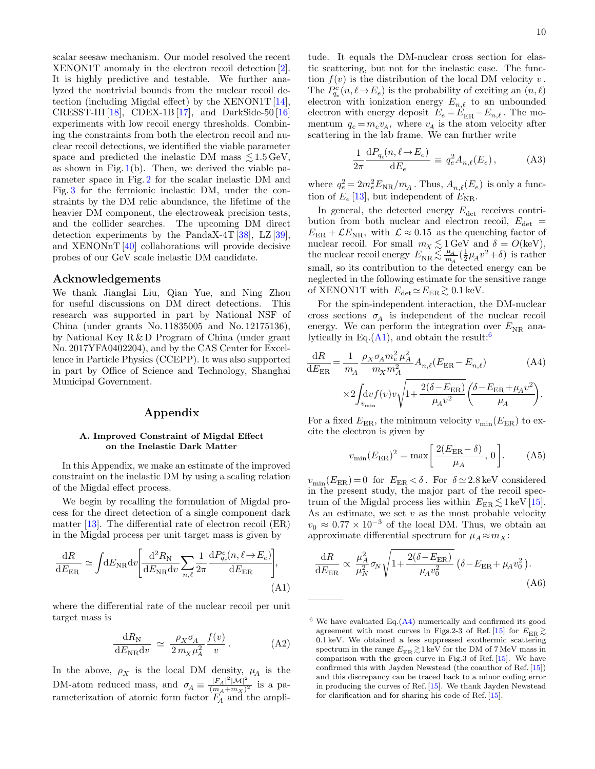scalar seesaw mechanism. Our model resolved the recent XENON1T anomaly in the electron recoil detection [2]. It is highly predictive and testable. We further analyzed the nontrivial bounds from the nuclear recoil detection (including Migdal effect) by the XENON1T [14], CRESST-III [18], CDEX-1B [17], and DarkSide-50 [16] experiments with low recoil energy thresholds. Combining the constraints from both the electron recoil and nuclear recoil detections, we identified the viable parameter space and predicted the inelastic DM mass $\lesssim 1.5\,\text{GeV}$, as shown in Fig. 1(b). Then, we derived the viable parameter space in Fig. 2 for the scalar inelastic DM and Fig. 3 for the fermionic inelastic DM, under the constraints by the DM relic abundance, the lifetime of the heavier DM component, the electroweak precision tests, and the collider searches. The upcoming DM direct detection experiments by the PandaX-4T [38], LZ [39], and XENONnT [40] collaborations will provide decisive probes of our GeV scale inelastic DM candidate.

## Acknowledgements

We thank Jianglai Liu, Qian Yue, and Ning Zhou for useful discussions on DM direct detections. This research was supported in part by National NSF of China (under grants No. 11835005 and No. 12175136), by National Key R & D Program of China (under grant No. 2017YFA0402204), and by the CAS Center for Excellence in Particle Physics (CCEPP). It was also supported in part by Office of Science and Technology, Shanghai Municipal Government.

# Appendix

### A. Improved Constraint of Migdal Effect on the Inelastic Dark Matter

In this Appendix, we make an estimate of the improved constraint on the inelastic DM by using a scaling relation of the Migdal effect process.

We begin by recalling the formulation of Migdal process for the direct detection of a single component dark matter [13]. The differential rate of electron recoil (ER) in the Migdal process per unit target mass is given by

$$\frac{\mathrm{d}R}{\mathrm{d}E_{\mathrm{ER}}} \simeq \int \mathrm{d}E_{\mathrm{NR}}\mathrm{d}v \left[\frac{\mathrm{d}^2 R_{\mathrm{N}}}{\mathrm{d}E_{\mathrm{NR}}\mathrm{d}v} \sum_{n,\ell} \frac{1}{2\pi} \frac{\mathrm{d}P^c_{q_e}(n,\ell\to E_e)}{\mathrm{d}E_{\mathrm{ER}}}\right], \tag{A1}$$

where the differential rate of the nuclear recoil per unit target mass is

$$\frac{\mathrm{d}R_{\mathrm{N}}}{\mathrm{d}E_{\mathrm{NR}}\mathrm{d}v} \simeq \frac{\rho_X \sigma_A}{2\, m_X \mu_A^2} \frac{f(v)}{v}\,. \tag{A2}$$

In the above, $\rho_X$ is the local DM density, $\mu_A$ is the DM-atom reduced mass, and $\sigma_A \equiv \frac{|F_A|^2|\mathcal{M}|^2}{(m_A+m_X)^2}$ is a parameterization of atomic form factor $F_A$ and the amplitude. It equals the DM-nuclear cross section for elastic scattering, but not for the inelastic case. The function $f(v)$ is the distribution of the local DM velocity $v$. The $P^c_{q_e}(n,\ell\to E_e)$ is the probability of exciting an $(n,\ell)$ electron with ionization energy $E_{n,\ell}$ to an unbounded electron with energy deposit $E_e = E_{\mathrm{ER}} - E_{n,\ell}$. The momentum $q_e = m_e v_A$, where $v_A$ is the atom velocity after scattering in the lab frame. We can further write

$$\frac{1}{2\pi}\frac{\mathrm{d}P_{q_e}(n,\ell\to E_e)}{\mathrm{d}E_e} \equiv q_e^2 A_{n,\ell}(E_e)\,, \tag{A3}$$

where $q_e^2 = 2m_e^2 E_{\mathrm{NR}}/m_A$. Thus, $A_{n,\ell}(E_e)$ is only a function of $E_e$ [13], but independent of $E_{\mathrm{NR}}$.

In general, the detected energy $E_{\mathrm{det}}$ receives contribution from both nuclear and electron recoil, $E_{\mathrm{det}} = E_{\mathrm{ER}} + \mathcal{L}E_{\mathrm{NR}}$, with $\mathcal{L} \approx 0.15$ as the quenching factor of nuclear recoil. For small $m_X \lesssim 1\,\text{GeV}$ and $\delta = O(\text{keV})$, the nuclear recoil energy $E_{\mathrm{NR}} \lesssim \frac{\mu_A}{m_A}(\frac{1}{2}\mu_A v^2 + \delta)$ is rather small, so its contribution to the detected energy can be neglected in the following estimate for the sensitive range of XENON1T with $E_{\mathrm{det}} \simeq E_{\mathrm{ER}} \gtrsim 0.1\,\text{keV}$.

For the spin-independent interaction, the DM-nuclear cross sections $\sigma_A$ is independent of the nuclear recoil energy. We can perform the integration over $E_{\mathrm{NR}}$ analytically in Eq.(A1), and obtain the result:[6]

$$\begin{aligned}\frac{\mathrm{d}R}{\mathrm{d}E_{\mathrm{ER}}} = &\frac{1}{m_A}\frac{\rho_X\sigma_A m_e^2\,\mu_A^2}{m_X m_A^2} A_{n,\ell}(E_{\mathrm{ER}} - E_{n,\ell}) \\ &\times 2\int_{v_{\min}} \mathrm{d}v f(v) v \sqrt{1+\frac{2(\delta - E_{\mathrm{ER}})}{\mu_A v^2}} \left(\frac{\delta - E_{\mathrm{ER}} + \mu_A v^2}{\mu_A}\right).\end{aligned} \tag{A4}$$

For a fixed $E_{\mathrm{ER}}$, the minimum velocity $v_{\min}(E_{\mathrm{ER}})$ to excite the electron is given by

$$v_{\min}(E_{\mathrm{ER}})^2 = \max\left[\frac{2(E_{\mathrm{ER}} - \delta)}{\mu_A},\, 0\right]. \tag{A5}$$

$v_{\min}(E_{\mathrm{ER}}) = 0$ for $E_{\mathrm{ER}} < \delta$. For $\delta \simeq 2.8\,\text{keV}$ considered in the present study, the major part of the recoil spectrum of the Migdal process lies within $E_{\mathrm{ER}} \lesssim 1\,\text{keV}$ [15]. As an estimate, we set $v$ as the most probable velocity $v_0 \approx 0.77\times 10^{-3}$ of the local DM. Thus, we obtain an approximate differential spectrum for $\mu_A \approx m_X$:

$$\frac{\mathrm{d}R}{\mathrm{d}E_{\mathrm{ER}}} \propto \frac{\mu_A^2}{\mu_N^2}\sigma_N \sqrt{1+\frac{2(\delta - E_{\mathrm{ER}})}{\mu_A v_0^2}}\left(\delta - E_{\mathrm{ER}} + \mu_A v_0^2\right). \tag{A6}$$

---

[6] We have evaluated Eq.(A4) numerically and confirmed its good agreement with most curves in Figs.2-3 of Ref. [15] for $E_{\mathrm{ER}} \gtrsim 0.1\,\text{keV}$. We obtained a less suppressed exothermic scattering spectrum in the range $E_{\mathrm{ER}} \gtrsim 1\,\text{keV}$ for the DM of 7 MeV mass in comparison with the green curve in Fig.3 of Ref. [15]. We have confirmed this with Jayden Newstead (the coauthor of Ref. [15]) and this discrepancy can be traced back to a minor coding error in producing the curves of Ref. [15]. We thank Jayden Newstead for clarification and for sharing his code of Ref. [15].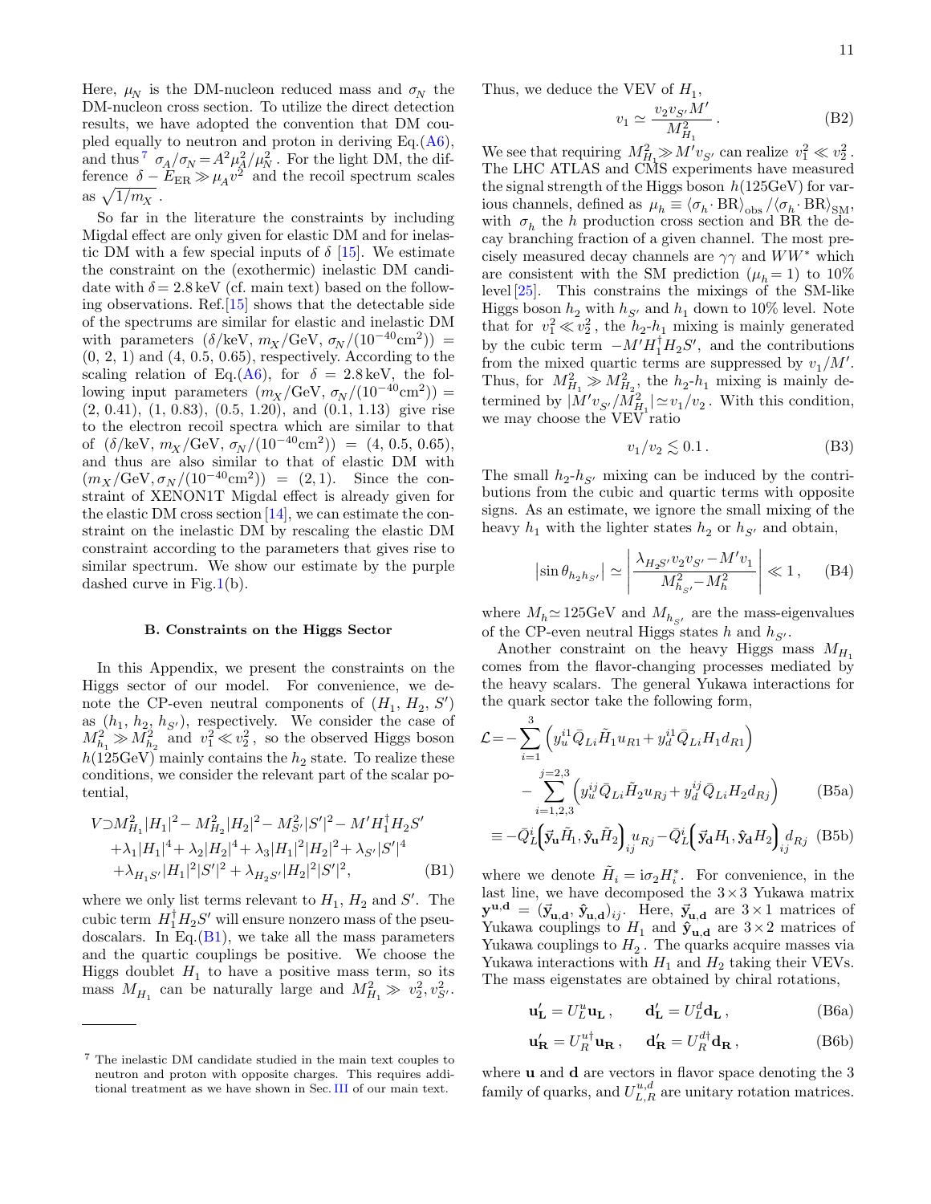Here, $\mu_N$ is the DM-nucleon reduced mass and $\sigma_N$ the DM-nucleon cross section. To utilize the direct detection results, we have adopted the convention that DM coupled equally to neutron and proton in deriving Eq.(A6), and thus[7] $\sigma_A/\sigma_N = A^2\mu_A^2/\mu_N^2$. For the light DM, the difference $\delta - E_{\rm ER} \gg \mu_A v^2$ and the recoil spectrum scales as $\sqrt{1/m_X}$.

So far in the literature the constraints by including Migdal effect are only given for elastic DM and for inelastic DM with a few special inputs of $\delta$ [15]. We estimate the constraint on the (exothermic) inelastic DM candidate with $\delta = 2.8\,\text{keV}$ (cf. main text) based on the following observations. Ref.[15] shows that the detectable side of the spectrums are similar for elastic and inelastic DM with parameters $(\delta/\text{keV},\, m_X/\text{GeV},\, \sigma_N/(10^{-40}\text{cm}^2)) = (0,\, 2,\, 1)$ and $(4,\, 0.5,\, 0.65)$, respectively. According to the scaling relation of Eq.(A6), for $\delta = 2.8\,\text{keV}$, the following input parameters $(m_X/\text{GeV},\, \sigma_N/(10^{-40}\text{cm}^2)) = (2,\, 0.41)$, $(1,\, 0.83)$, $(0.5,\, 1.20)$, and $(0.1,\, 1.13)$ give rise to the electron recoil spectra which are similar to that of $(\delta/\text{keV},\, m_X/\text{GeV},\, \sigma_N/(10^{-40}\text{cm}^2)) = (4,\, 0.5,\, 0.65)$, and thus are also similar to that of elastic DM with $(m_X/\text{GeV}, \sigma_N/(10^{-40}\text{cm}^2)) = (2, 1)$. Since the constraint of XENON1T Migdal effect is already given for the elastic DM cross section [14], we can estimate the constraint on the inelastic DM by rescaling the elastic DM constraint according to the parameters that gives rise to similar spectrum. We show our estimate by the purple dashed curve in Fig.1(b).

### B. Constraints on the Higgs Sector

In this Appendix, we present the constraints on the Higgs sector of our model. For convenience, we denote the CP-even neutral components of $(H_1,\, H_2,\, S')$ as $(h_1,\, h_2,\, h_{S'})$, respectively. We consider the case of $M_{h_1}^2 \gg M_{h_2}^2$ and $v_1^2 \ll v_2^2$, so the observed Higgs boson $h(125\text{GeV})$ mainly contains the $h_2$ state. To realize these conditions, we consider the relevant part of the scalar potential,

$$
\begin{aligned}
V \supset\, & M_{H_1}^2|H_1|^2 - M_{H_2}^2|H_2|^2 - M_{S'}^2|S'|^2 - M' H_1^\dagger H_2 S' \\
& + \lambda_1|H_1|^4 + \lambda_2|H_2|^4 + \lambda_3|H_1|^2|H_2|^2 + \lambda_{S'}|S'|^4 \\
& + \lambda_{H_1S'}|H_1|^2|S'|^2 + \lambda_{H_2S'}|H_2|^2|S'|^2, \qquad \text{(B1)}
\end{aligned}
$$

where we only list terms relevant to $H_1$, $H_2$ and $S'$. The cubic term $H_1^\dagger H_2 S'$ will ensure nonzero mass of the pseudoscalars. In Eq.(B1), we take all the mass parameters and the quartic couplings be positive. We choose the Higgs doublet $H_1$ to have a positive mass term, so its mass $M_{H_1}$ can be naturally large and $M_{H_1}^2 \gg v_2^2, v_{S'}^2$. Thus, we deduce the VEV of $H_1$,

$$
v_1 \simeq \frac{v_2 v_{S'} M'}{M_{H_1}^2}\,. \qquad \text{(B2)}
$$

We see that requiring $M_{H_1}^2 \gg M' v_{S'}$ can realize $v_1^2 \ll v_2^2$. The LHC ATLAS and CMS experiments have measured the signal strength of the Higgs boson $h(125\text{GeV})$ for various channels, defined as $\mu_h \equiv \langle\sigma_h \cdot \text{BR}\rangle_{\text{obs}}/\langle\sigma_h \cdot \text{BR}\rangle_{\text{SM}}$, with $\sigma_h$ the $h$ production cross section and BR the decay branching fraction of a given channel. The most precisely measured decay channels are $\gamma\gamma$ and $WW^*$ which are consistent with the SM prediction ($\mu_h = 1$) to 10% level [25]. This constrains the mixings of the SM-like Higgs boson $h_2$ with $h_{S'}$ and $h_1$ down to 10% level. Note that for $v_1^2 \ll v_2^2$, the $h_2$-$h_1$ mixing is mainly generated by the cubic term $-M' H_1^\dagger H_2 S'$, and the contributions from the mixed quartic terms are suppressed by $v_1/M'$. Thus, for $M_{H_1}^2 \gg M_{H_2}^2$, the $h_2$-$h_1$ mixing is mainly determined by $|M' v_{S'}/M_{H_1}^2| \simeq v_1/v_2$. With this condition, we may choose the VEV ratio

$$
v_1/v_2 \lesssim 0.1\,. \qquad \text{(B3)}
$$

The small $h_2$-$h_{S'}$ mixing can be induced by the contributions from the cubic and quartic terms with opposite signs. As an estimate, we ignore the small mixing of the heavy $h_1$ with the lighter states $h_2$ or $h_{S'}$ and obtain,

$$
\left|\sin\theta_{h_2 h_{S'}}\right| \simeq \left|\frac{\lambda_{H_2S'} v_2 v_{S'} - M' v_1}{M_{h_{S'}}^2 - M_h^2}\right| \ll 1\,, \qquad \text{(B4)}
$$

where $M_h \simeq 125\text{GeV}$ and $M_{h_{S'}}$ are the mass-eigenvalues of the CP-even neutral Higgs states $h$ and $h_{S'}$.

Another constraint on the heavy Higgs mass $M_{H_1}$ comes from the flavor-changing processes mediated by the heavy scalars. The general Yukawa interactions for the quark sector take the following form,

$$
\begin{aligned}
\mathcal{L} = & -\sum_{i=1}^{3}\left(y_u^{i1}\bar{Q}_{Li}\tilde{H}_1 u_{R1} + y_d^{i1}\bar{Q}_{Li}H_1 d_{R1}\right) \\
& - \sum_{i=1,2,3}^{j=2,3}\left(y_u^{ij}\bar{Q}_{Li}\tilde{H}_2 u_{Rj} + y_d^{ij}\bar{Q}_{Li}H_2 d_{Rj}\right) \qquad \text{(B5a)} \\
\equiv & -\bar{Q}_L^i\left(\vec{\mathbf{y}}_{\mathbf{u}}\tilde{H}_1, \hat{\mathbf{y}}_{\mathbf{u}}\tilde{H}_2\right)_{ij} u_{Rj} - \bar{Q}_L^i\left(\vec{\mathbf{y}}_{\mathbf{d}}H_1, \hat{\mathbf{y}}_{\mathbf{d}}H_2\right)_{ij} d_{Rj} \qquad \text{(B5b)}
\end{aligned}
$$

where we denote $\tilde{H}_i = \mathrm{i}\sigma_2 H_i^*$. For convenience, in the last line, we have decomposed the $3\times 3$ Yukawa matrix $\mathbf{y^{u,d}} = (\vec{\mathbf{y}}_{\mathbf{u,d}},\, \hat{\mathbf{y}}_{\mathbf{u,d}})_{ij}$. Here, $\vec{\mathbf{y}}_{\mathbf{u,d}}$ are $3\times 1$ matrices of Yukawa couplings to $H_1$ and $\hat{\mathbf{y}}_{\mathbf{u,d}}$ are $3\times 2$ matrices of Yukawa couplings to $H_2$. The quarks acquire masses via Yukawa interactions with $H_1$ and $H_2$ taking their VEVs. The mass eigenstates are obtained by chiral rotations,

$$
\mathbf{u}'_{\mathbf{L}} = U_L^u \mathbf{u}_{\mathbf{L}}\,, \qquad \mathbf{d}'_{\mathbf{L}} = U_L^d \mathbf{d}_{\mathbf{L}}\,, \qquad \text{(B6a)}
$$

$$
\mathbf{u}'_{\mathbf{R}} = U_R^{u\dagger} \mathbf{u}_{\mathbf{R}}\,, \qquad \mathbf{d}'_{\mathbf{R}} = U_R^{d\dagger} \mathbf{d}_{\mathbf{R}}\,, \qquad \text{(B6b)}
$$

where $\mathbf{u}$ and $\mathbf{d}$ are vectors in flavor space denoting the 3 family of quarks, and $U_{L,R}^{u,d}$ are unitary rotation matrices.

[7] The inelastic DM candidate studied in the main text couples to neutron and proton with opposite charges. This requires additional treatment as we have shown in Sec. III of our main text.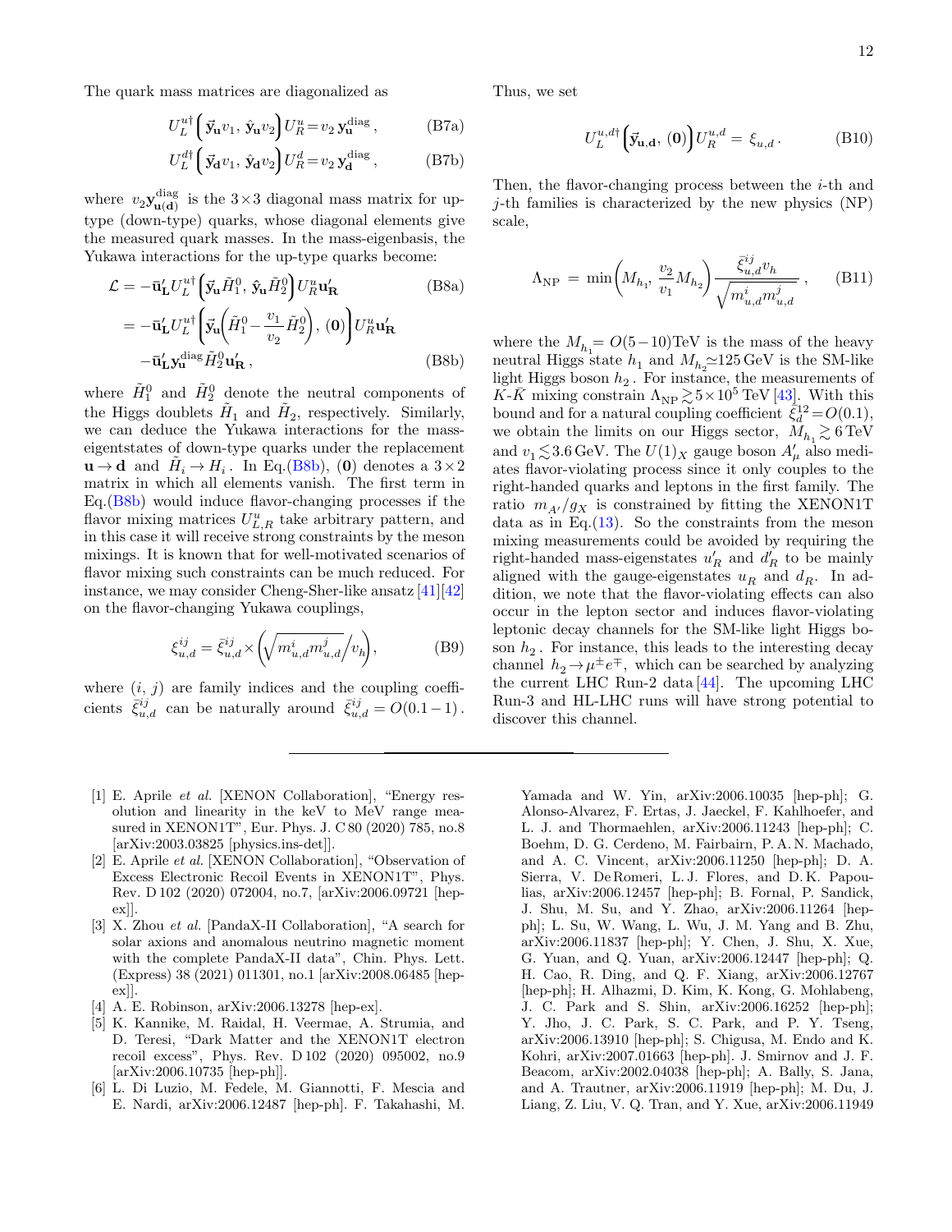The quark mass matrices are diagonalized as

$$U_L^{u\dagger}\Big(\,\vec{\mathbf{y}}_{\mathbf{u}}v_1,\,\hat{\mathbf{y}}_{\mathbf{u}}v_2\Big)U_R^u = v_2\,\mathbf{y}_{\mathbf{u}}^{\rm diag}\,, \tag{B7a}$$

$$U_L^{d\dagger}\Big(\,\vec{\mathbf{y}}_{\mathbf{d}}v_1,\,\hat{\mathbf{y}}_{\mathbf{d}}v_2\Big)U_R^d = v_2\,\mathbf{y}_{\mathbf{d}}^{\rm diag}\,, \tag{B7b}$$

where $v_2\mathbf{y}_{\mathbf{u(d)}}^{\rm diag}$ is the $3\times3$ diagonal mass matrix for up-type (down-type) quarks, whose diagonal elements give the measured quark masses. In the mass-eigenbasis, the Yukawa interactions for the up-type quarks become:

$$\begin{aligned}\mathcal{L} &= -\bar{\mathbf{u}}_{\mathbf{L}}' U_L^{u\dagger}\Big(\vec{\mathbf{y}}_{\mathbf{u}}\tilde{H}_1^0,\,\hat{\mathbf{y}}_{\mathbf{u}}\tilde{H}_2^0\Big)U_R^u\mathbf{u}_{\mathbf{R}}' && \text{(B8a)}\\ &= -\bar{\mathbf{u}}_{\mathbf{L}}' U_L^{u\dagger}\bigg(\vec{\mathbf{y}}_{\mathbf{u}}\Big(\tilde{H}_1^0-\frac{v_1}{v_2}\tilde{H}_2^0\Big),\,(\mathbf{0})\bigg)U_R^u\mathbf{u}_{\mathbf{R}}' \\ &\quad -\bar{\mathbf{u}}_{\mathbf{L}}'\mathbf{y}_{\mathbf{u}}^{\rm diag}\tilde{H}_2^0\mathbf{u}_{\mathbf{R}}'\,, && \text{(B8b)}\end{aligned}$$

where $\tilde{H}_1^0$ and $\tilde{H}_2^0$ denote the neutral components of the Higgs doublets $\tilde{H}_1$ and $\tilde{H}_2$, respectively. Similarly, we can deduce the Yukawa interactions for the mass-eigenstates of down-type quarks under the replacement $\mathbf{u}\to\mathbf{d}$ and $\tilde{H}_i\to H_i$. In Eq.(B8b), $(\mathbf{0})$ denotes a $3\times2$ matrix in which all elements vanish. The first term in Eq.(B8b) would induce flavor-changing processes if the flavor mixing matrices $U^u_{L,R}$ take arbitrary pattern, and in this case it will receive strong constraints by the meson mixings. It is known that for well-motivated scenarios of flavor mixing such constraints can be much reduced. For instance, we may consider Cheng-Sher-like ansatz [41][42] on the flavor-changing Yukawa couplings,

$$\xi_{u,d}^{ij} = \bar{\xi}_{u,d}^{ij}\times\Big(\sqrt{m_{u,d}^i m_{u,d}^j}\Big/v_h\Big), \tag{B9}$$

where $(i,\,j)$ are family indices and the coupling coefficients $\bar{\xi}_{u,d}^{ij}$ can be naturally around $\bar{\xi}_{u,d}^{ij}=O(0.1-1)$. Thus, we set

$$U_L^{u,d\dagger}\Big(\vec{\mathbf{y}}_{\mathbf{u,d}},\,(\mathbf{0})\Big)U_R^{u,d} = \,\xi_{u,d}\,. \tag{B10}$$

Then, the flavor-changing process between the $i$-th and $j$-th families is characterized by the new physics (NP) scale,

$$\Lambda_{\rm NP} \,=\, \min\!\Big(M_{h_1},\,\frac{v_2}{v_1}M_{h_2}\Big)\frac{\bar{\xi}_{u,d}^{ij}v_h}{\sqrt{m_{u,d}^i m_{u,d}^j}}\,, \tag{B11}$$

where the $M_{h_1}=O(5-10)$TeV is the mass of the heavy neutral Higgs state $h_1$ and $M_{h_2}\simeq125\,$GeV is the SM-like light Higgs boson $h_2$. For instance, the measurements of $K$-$\bar{K}$ mixing constrain $\Lambda_{\rm NP}\gtrsim5\times10^5\,$TeV [43]. With this bound and for a natural coupling coefficient $\bar{\xi}_d^{12}=O(0.1)$, we obtain the limits on our Higgs sector, $M_{h_1}\gtrsim6\,$TeV and $v_1\lesssim3.6\,$GeV. The $U(1)_X$ gauge boson $A'_\mu$ also mediates flavor-violating process since it only couples to the right-handed quarks and leptons in the first family. The ratio $m_{A'}/g_X$ is constrained by fitting the XENON1T data as in Eq.(13). So the constraints from the meson mixing measurements could be avoided by requiring the right-handed mass-eigenstates $u'_R$ and $d'_R$ to be mainly aligned with the gauge-eigenstates $u_R$ and $d_R$. In addition, we note that the flavor-violating effects can also occur in the lepton sector and induces flavor-violating leptonic decay channels for the SM-like light Higgs boson $h_2$. For instance, this leads to the interesting decay channel $h_2\to\mu^\pm e^\mp$, which can be searched by analyzing the current LHC Run-2 data [44]. The upcoming LHC Run-3 and HL-LHC runs will have strong potential to discover this channel.

---

[1] E. Aprile *et al.* [XENON Collaboration], "Energy resolution and linearity in the keV to MeV range measured in XENON1T", Eur. Phys. J. C 80 (2020) 785, no.8 [arXiv:2003.03825 [physics.ins-det]].

[2] E. Aprile *et al.* [XENON Collaboration], "Observation of Excess Electronic Recoil Events in XENON1T", Phys. Rev. D 102 (2020) 072004, no.7, [arXiv:2006.09721 [hep-ex]].

[3] X. Zhou *et al.* [PandaX-II Collaboration], "A search for solar axions and anomalous neutrino magnetic moment with the complete PandaX-II data", Chin. Phys. Lett. (Express) 38 (2021) 011301, no.1 [arXiv:2008.06485 [hep-ex]].

[4] A. E. Robinson, arXiv:2006.13278 [hep-ex].

[5] K. Kannike, M. Raidal, H. Veermae, A. Strumia, and D. Teresi, "Dark Matter and the XENON1T electron recoil excess", Phys. Rev. D 102 (2020) 095002, no.9 [arXiv:2006.10735 [hep-ph]].

[6] L. Di Luzio, M. Fedele, M. Giannotti, F. Mescia and E. Nardi, arXiv:2006.12487 [hep-ph]. F. Takahashi, M. Yamada and W. Yin, arXiv:2006.10035 [hep-ph]; G. Alonso-Alvarez, F. Ertas, J. Jaeckel, F. Kahlhoefer, and L. J. and Thormaehlen, arXiv:2006.11243 [hep-ph]; C. Boehm, D. G. Cerdeno, M. Fairbairn, P. A. N. Machado, and A. C. Vincent, arXiv:2006.11250 [hep-ph]; D. A. Sierra, V. De Romeri, L. J. Flores, and D. K. Papoulias, arXiv:2006.12457 [hep-ph]; B. Fornal, P. Sandick, J. Shu, M. Su, and Y. Zhao, arXiv:2006.11264 [hep-ph]; L. Su, W. Wang, L. Wu, J. M. Yang and B. Zhu, arXiv:2006.11837 [hep-ph]; Y. Chen, J. Shu, X. Xue, G. Yuan, and Q. Yuan, arXiv:2006.12447 [hep-ph]; Q. H. Cao, R. Ding, and Q. F. Xiang, arXiv:2006.12767 [hep-ph]; H. Alhazmi, D. Kim, K. Kong, G. Mohlabeng, J. C. Park and S. Shin, arXiv:2006.16252 [hep-ph]; Y. Jho, J. C. Park, S. C. Park, and P. Y. Tseng, arXiv:2006.13910 [hep-ph]; S. Chigusa, M. Endo and K. Kohri, arXiv:2007.01663 [hep-ph]. J. Smirnov and J. F. Beacom, arXiv:2002.04038 [hep-ph]; A. Bally, S. Jana, and A. Trautner, arXiv:2006.11919 [hep-ph]; M. Du, J. Liang, Z. Liu, V. Q. Tran, and Y. Xue, arXiv:2006.11949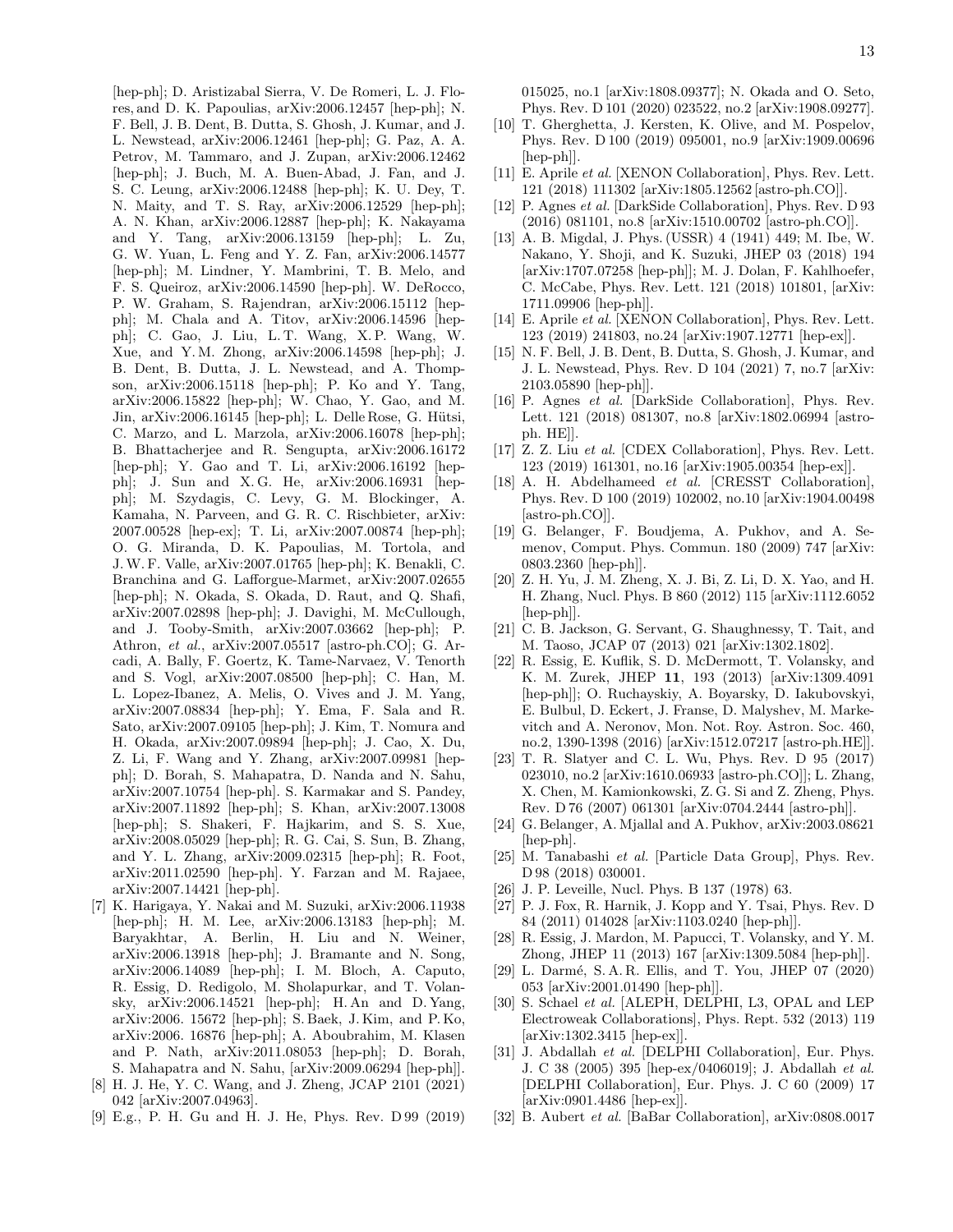[hep-ph]; D. Aristizabal Sierra, V. De Romeri, L. J. Flores, and D. K. Papoulias, arXiv:2006.12457 [hep-ph]; N. F. Bell, J. B. Dent, B. Dutta, S. Ghosh, J. Kumar, and J. L. Newstead, arXiv:2006.12461 [hep-ph]; G. Paz, A. A. Petrov, M. Tammaro, and J. Zupan, arXiv:2006.12462 [hep-ph]; J. Buch, M. A. Buen-Abad, J. Fan, and J. S. C. Leung, arXiv:2006.12488 [hep-ph]; K. U. Dey, T. N. Maity, and T. S. Ray, arXiv:2006.12529 [hep-ph]; A. N. Khan, arXiv:2006.12887 [hep-ph]; K. Nakayama and Y. Tang, arXiv:2006.13159 [hep-ph]; L. Zu, G. W. Yuan, L. Feng and Y. Z. Fan, arXiv:2006.14577 [hep-ph]; M. Lindner, Y. Mambrini, T. B. Melo, and F. S. Queiroz, arXiv:2006.14590 [hep-ph]. W. DeRocco, P. W. Graham, S. Rajendran, arXiv:2006.15112 [hep-ph]; M. Chala and A. Titov, arXiv:2006.14596 [hep-ph]; C. Gao, J. Liu, L.T. Wang, X.P. Wang, W. Xue, and Y.M. Zhong, arXiv:2006.14598 [hep-ph]; J. B. Dent, B. Dutta, J. L. Newstead, and A. Thompson, arXiv:2006.15118 [hep-ph]; P. Ko and Y. Tang, arXiv:2006.15822 [hep-ph]; W. Chao, Y. Gao, and M. Jin, arXiv:2006.16145 [hep-ph]; L. Delle Rose, G. Hütsi, C. Marzo, and L. Marzola, arXiv:2006.16078 [hep-ph]; B. Bhattacherjee and R. Sengupta, arXiv:2006.16172 [hep-ph]; Y. Gao and T. Li, arXiv:2006.16192 [hep-ph]; J. Sun and X.G. He, arXiv:2006.16931 [hep-ph]; M. Szydagis, C. Levy, G. M. Blockinger, A. Kamaha, N. Parveen, and G. R. C. Rischbieter, arXiv:2007.00528 [hep-ex]; T. Li, arXiv:2007.00874 [hep-ph]; O. G. Miranda, D. K. Papoulias, M. Tortola, and J.W.F. Valle, arXiv:2007.01765 [hep-ph]; K. Benakli, C. Branchina and G. Lafforgue-Marmet, arXiv:2007.02655 [hep-ph]; N. Okada, S. Okada, D. Raut, and Q. Shafi, arXiv:2007.02898 [hep-ph]; J. Davighi, M. McCullough, and J. Tooby-Smith, arXiv:2007.03662 [hep-ph]; P. Athron, *et al.*, arXiv:2007.05517 [astro-ph.CO]; G. Arcadi, A. Bally, F. Goertz, K. Tame-Narvaez, V. Tenorth and S. Vogl, arXiv:2007.08500 [hep-ph]; C. Han, M. L. Lopez-Ibanez, A. Melis, O. Vives and J. M. Yang, arXiv:2007.08834 [hep-ph]; Y. Ema, F. Sala and R. Sato, arXiv:2007.09105 [hep-ph]; J. Kim, T. Nomura and H. Okada, arXiv:2007.09894 [hep-ph]; J. Cao, X. Du, Z. Li, F. Wang and Y. Zhang, arXiv:2007.09981 [hep-ph]; D. Borah, S. Mahapatra, D. Nanda and N. Sahu, arXiv:2007.10754 [hep-ph]. S. Karmakar and S. Pandey, arXiv:2007.11892 [hep-ph]; S. Khan, arXiv:2007.13008 [hep-ph]; S. Shakeri, F. Hajkarim, and S. S. Xue, arXiv:2008.05029 [hep-ph]; R. G. Cai, S. Sun, B. Zhang, and Y. L. Zhang, arXiv:2009.02315 [hep-ph]; R. Foot, arXiv:2011.02590 [hep-ph]. Y. Farzan and M. Rajaee, arXiv:2007.14421 [hep-ph].

[7] K. Harigaya, Y. Nakai and M. Suzuki, arXiv:2006.11938 [hep-ph]; H. M. Lee, arXiv:2006.13183 [hep-ph]; M. Baryakhtar, A. Berlin, H. Liu and N. Weiner, arXiv:2006.13918 [hep-ph]; J. Bramante and N. Song, arXiv:2006.14089 [hep-ph]; I. M. Bloch, A. Caputo, R. Essig, D. Redigolo, M. Sholapurkar, and T. Volansky, arXiv:2006.14521 [hep-ph]; H. An and D. Yang, arXiv:2006. 15672 [hep-ph]; S. Baek, J. Kim, and P. Ko, arXiv:2006. 16876 [hep-ph]; A. Aboubrahim, M. Klasen and P. Nath, arXiv:2011.08053 [hep-ph]; D. Borah, S. Mahapatra and N. Sahu, [arXiv:2009.06294 [hep-ph]].

[8] H. J. He, Y. C. Wang, and J. Zheng, JCAP 2101 (2021) 042 [arXiv:2007.04963].

[9] E.g., P. H. Gu and H. J. He, Phys. Rev. D 99 (2019) 015025, no.1 [arXiv:1808.09377]; N. Okada and O. Seto, Phys. Rev. D 101 (2020) 023522, no.2 [arXiv:1908.09277].

[10] T. Gherghetta, J. Kersten, K. Olive, and M. Pospelov, Phys. Rev. D 100 (2019) 095001, no.9 [arXiv:1909.00696 [hep-ph]].

[11] E. Aprile *et al.* [XENON Collaboration], Phys. Rev. Lett. 121 (2018) 111302 [arXiv:1805.12562 [astro-ph.CO]].

[12] P. Agnes *et al.* [DarkSide Collaboration], Phys. Rev. D 93 (2016) 081101, no.8 [arXiv:1510.00702 [astro-ph.CO]].

[13] A. B. Migdal, J. Phys. (USSR) 4 (1941) 449; M. Ibe, W. Nakano, Y. Shoji, and K. Suzuki, JHEP 03 (2018) 194 [arXiv:1707.07258 [hep-ph]]; M. J. Dolan, F. Kahlhoefer, C. McCabe, Phys. Rev. Lett. 121 (2018) 101801, [arXiv: 1711.09906 [hep-ph]].

[14] E. Aprile *et al.* [XENON Collaboration], Phys. Rev. Lett. 123 (2019) 241803, no.24 [arXiv:1907.12771 [hep-ex]].

[15] N. F. Bell, J. B. Dent, B. Dutta, S. Ghosh, J. Kumar, and J. L. Newstead, Phys. Rev. D 104 (2021) 7, no.7 [arXiv: 2103.05890 [hep-ph]].

[16] P. Agnes *et al.* [DarkSide Collaboration], Phys. Rev. Lett. 121 (2018) 081307, no.8 [arXiv:1802.06994 [astro-ph. HE]].

[17] Z. Z. Liu *et al.* [CDEX Collaboration], Phys. Rev. Lett. 123 (2019) 161301, no.16 [arXiv:1905.00354 [hep-ex]].

[18] A. H. Abdelhameed *et al.* [CRESST Collaboration], Phys. Rev. D 100 (2019) 102002, no.10 [arXiv:1904.00498 [astro-ph.CO]].

[19] G. Belanger, F. Boudjema, A. Pukhov, and A. Semenov, Comput. Phys. Commun. 180 (2009) 747 [arXiv: 0803.2360 [hep-ph]].

[20] Z. H. Yu, J. M. Zheng, X. J. Bi, Z. Li, D. X. Yao, and H. H. Zhang, Nucl. Phys. B 860 (2012) 115 [arXiv:1112.6052 [hep-ph]].

[21] C. B. Jackson, G. Servant, G. Shaughnessy, T. Tait, and M. Taoso, JCAP 07 (2013) 021 [arXiv:1302.1802].

[22] R. Essig, E. Kuflik, S. D. McDermott, T. Volansky, and K. M. Zurek, JHEP **11**, 193 (2013) [arXiv:1309.4091 [hep-ph]]; O. Ruchayskiy, A. Boyarsky, D. Iakubovskyi, E. Bulbul, D. Eckert, J. Franse, D. Malyshev, M. Markevitch and A. Neronov, Mon. Not. Roy. Astron. Soc. 460, no.2, 1390-1398 (2016) [arXiv:1512.07217 [astro-ph.HE]].

[23] T. R. Slatyer and C. L. Wu, Phys. Rev. D 95 (2017) 023010, no.2 [arXiv:1610.06933 [astro-ph.CO]]; L. Zhang, X. Chen, M. Kamionkowski, Z. G. Si and Z. Zheng, Phys. Rev. D 76 (2007) 061301 [arXiv:0704.2444 [astro-ph]].

[24] G. Belanger, A. Mjallal and A. Pukhov, arXiv:2003.08621 [hep-ph].

[25] M. Tanabashi *et al.* [Particle Data Group], Phys. Rev. D 98 (2018) 030001.

[26] J. P. Leveille, Nucl. Phys. B 137 (1978) 63.

[27] P. J. Fox, R. Harnik, J. Kopp and Y. Tsai, Phys. Rev. D 84 (2011) 014028 [arXiv:1103.0240 [hep-ph]].

[28] R. Essig, J. Mardon, M. Papucci, T. Volansky, and Y. M. Zhong, JHEP 11 (2013) 167 [arXiv:1309.5084 [hep-ph]].

[29] L. Darmé, S. A. R. Ellis, and T. You, JHEP 07 (2020) 053 [arXiv:2001.01490 [hep-ph]].

[30] S. Schael *et al.* [ALEPH, DELPHI, L3, OPAL and LEP Electroweak Collaborations], Phys. Rept. 532 (2013) 119 [arXiv:1302.3415 [hep-ex]].

[31] J. Abdallah *et al.* [DELPHI Collaboration], Eur. Phys. J. C 38 (2005) 395 [hep-ex/0406019]; J. Abdallah *et al.* [DELPHI Collaboration], Eur. Phys. J. C 60 (2009) 17 [arXiv:0901.4486 [hep-ex]].

[32] B. Aubert *et al.* [BaBar Collaboration], arXiv:0808.0017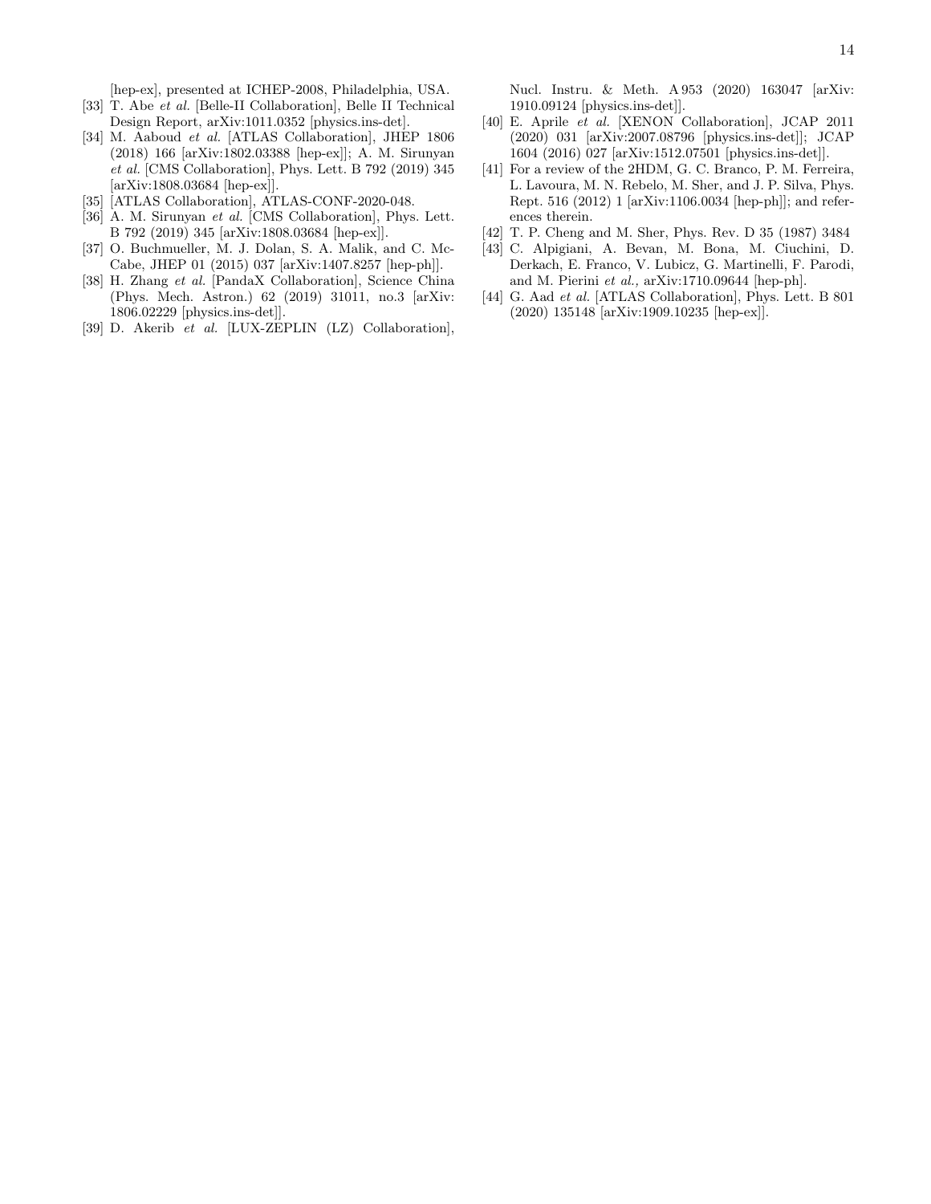[hep-ex], presented at ICHEP-2008, Philadelphia, USA.

[33] T. Abe *et al.* [Belle-II Collaboration], Belle II Technical Design Report, arXiv:1011.0352 [physics.ins-det].

[34] M. Aaboud *et al.* [ATLAS Collaboration], JHEP 1806 (2018) 166 [arXiv:1802.03388 [hep-ex]]; A. M. Sirunyan *et al.* [CMS Collaboration], Phys. Lett. B 792 (2019) 345 [arXiv:1808.03684 [hep-ex]].

[35] [ATLAS Collaboration], ATLAS-CONF-2020-048.

[36] A. M. Sirunyan *et al.* [CMS Collaboration], Phys. Lett. B 792 (2019) 345 [arXiv:1808.03684 [hep-ex]].

[37] O. Buchmueller, M. J. Dolan, S. A. Malik, and C. McCabe, JHEP 01 (2015) 037 [arXiv:1407.8257 [hep-ph]].

[38] H. Zhang *et al.* [PandaX Collaboration], Science China (Phys. Mech. Astron.) 62 (2019) 31011, no.3 [arXiv: 1806.02229 [physics.ins-det]].

[39] D. Akerib *et al.* [LUX-ZEPLIN (LZ) Collaboration], Nucl. Instru. & Meth. A 953 (2020) 163047 [arXiv: 1910.09124 [physics.ins-det]].

[40] E. Aprile *et al.* [XENON Collaboration], JCAP 2011 (2020) 031 [arXiv:2007.08796 [physics.ins-det]]; JCAP 1604 (2016) 027 [arXiv:1512.07501 [physics.ins-det]].

[41] For a review of the 2HDM, G. C. Branco, P. M. Ferreira, L. Lavoura, M. N. Rebelo, M. Sher, and J. P. Silva, Phys. Rept. 516 (2012) 1 [arXiv:1106.0034 [hep-ph]]; and references therein.

[42] T. P. Cheng and M. Sher, Phys. Rev. D 35 (1987) 3484

[43] C. Alpigiani, A. Bevan, M. Bona, M. Ciuchini, D. Derkach, E. Franco, V. Lubicz, G. Martinelli, F. Parodi, and M. Pierini *et al.,* arXiv:1710.09644 [hep-ph].

[44] G. Aad *et al.* [ATLAS Collaboration], Phys. Lett. B 801 (2020) 135148 [arXiv:1909.10235 [hep-ex]].